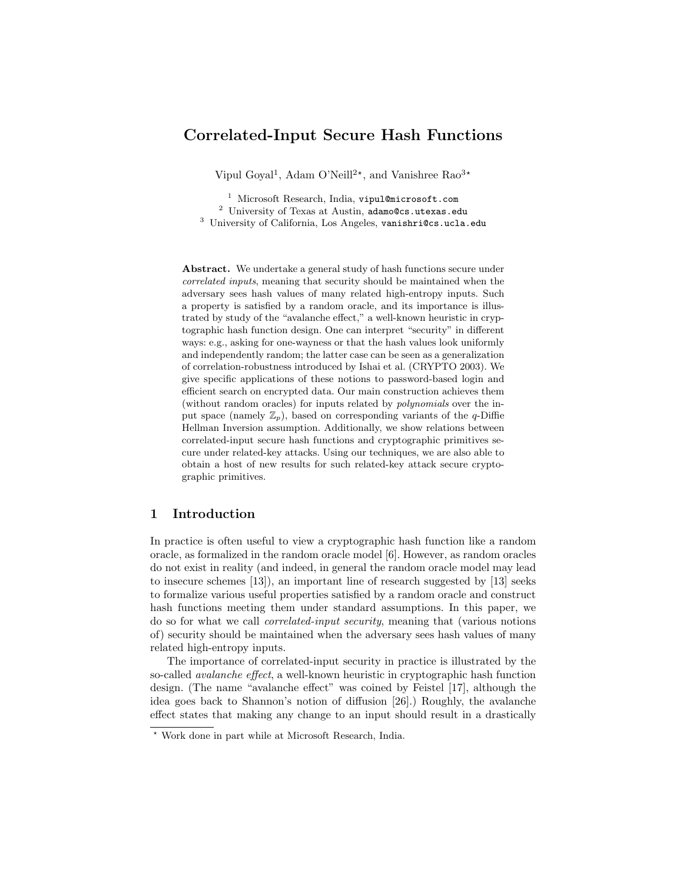# Correlated-Input Secure Hash Functions

Vipul Goyal[1], Adam O'Neill[2⋆], and Vanishree Rao[3⋆]

[1] Microsoft Research, India, vipul@microsoft.com
[2] University of Texas at Austin, adamo@cs.utexas.edu
[3] University of California, Los Angeles, vanishri@cs.ucla.edu

**Abstract.** We undertake a general study of hash functions secure under *correlated inputs*, meaning that security should be maintained when the adversary sees hash values of many related high-entropy inputs. Such a property is satisfied by a random oracle, and its importance is illustrated by study of the "avalanche effect," a well-known heuristic in cryptographic hash function design. One can interpret "security" in different ways: e.g., asking for one-wayness or that the hash values look uniformly and independently random; the latter case can be seen as a generalization of correlation-robustness introduced by Ishai et al. (CRYPTO 2003). We give specific applications of these notions to password-based login and efficient search on encrypted data. Our main construction achieves them (without random oracles) for inputs related by *polynomials* over the input space (namely $\mathbb{Z}_p$), based on corresponding variants of the $q$-Diffie Hellman Inversion assumption. Additionally, we show relations between correlated-input secure hash functions and cryptographic primitives secure under related-key attacks. Using our techniques, we are also able to obtain a host of new results for such related-key attack secure cryptographic primitives.

## 1 Introduction

In practice is often useful to view a cryptographic hash function like a random oracle, as formalized in the random oracle model [6]. However, as random oracles do not exist in reality (and indeed, in general the random oracle model may lead to insecure schemes [13]), an important line of research suggested by [13] seeks to formalize various useful properties satisfied by a random oracle and construct hash functions meeting them under standard assumptions. In this paper, we do so for what we call *correlated-input security*, meaning that (various notions of) security should be maintained when the adversary sees hash values of many related high-entropy inputs.

The importance of correlated-input security in practice is illustrated by the so-called *avalanche effect*, a well-known heuristic in cryptographic hash function design. (The name "avalanche effect" was coined by Feistel [17], although the idea goes back to Shannon's notion of diffusion [26].) Roughly, the avalanche effect states that making any change to an input should result in a drastically

⋆ Work done in part while at Microsoft Research, India.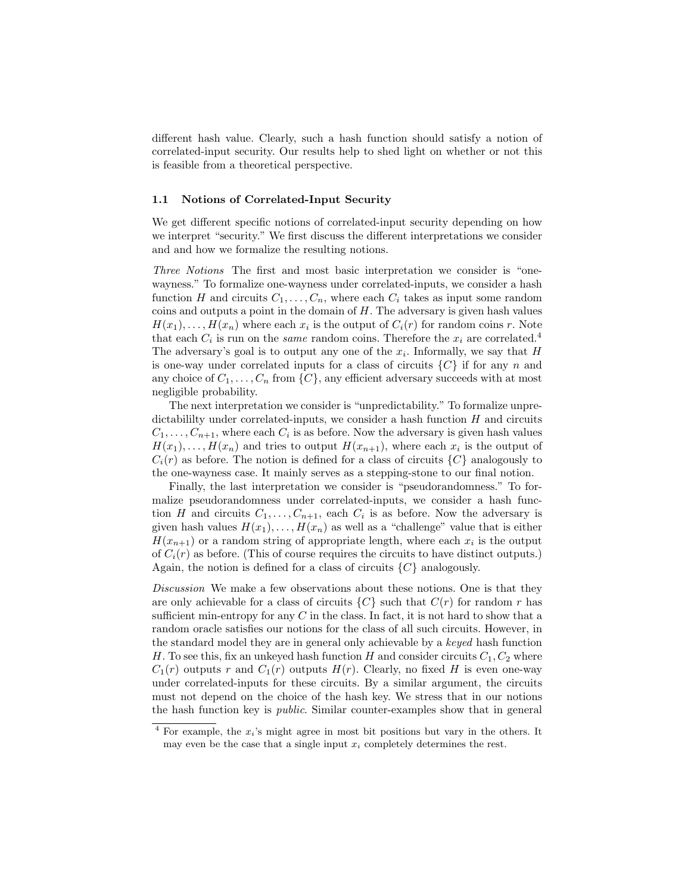different hash value. Clearly, such a hash function should satisfy a notion of correlated-input security. Our results help to shed light on whether or not this is feasible from a theoretical perspective.

### 1.1 Notions of Correlated-Input Security

We get different specific notions of correlated-input security depending on how we interpret "security." We first discuss the different interpretations we consider and and how we formalize the resulting notions.

*Three Notions* The first and most basic interpretation we consider is "one-wayness." To formalize one-wayness under correlated-inputs, we consider a hash function $H$ and circuits $C_1, \ldots, C_n$, where each $C_i$ takes as input some random coins and outputs a point in the domain of $H$. The adversary is given hash values $H(x_1), \ldots, H(x_n)$ where each $x_i$ is the output of $C_i(r)$ for random coins $r$. Note that each $C_i$ is run on the *same* random coins. Therefore the $x_i$ are correlated.[4] The adversary's goal is to output any one of the $x_i$. Informally, we say that $H$ is one-way under correlated inputs for a class of circuits $\{C\}$ if for any $n$ and any choice of $C_1, \ldots, C_n$ from $\{C\}$, any efficient adversary succeeds with at most negligible probability.

The next interpretation we consider is "unpredictability." To formalize unpredictabililty under correlated-inputs, we consider a hash function $H$ and circuits $C_1, \ldots, C_{n+1}$, where each $C_i$ is as before. Now the adversary is given hash values $H(x_1), \ldots, H(x_n)$ and tries to output $H(x_{n+1})$, where each $x_i$ is the output of $C_i(r)$ as before. The notion is defined for a class of circuits $\{C\}$ analogously to the one-wayness case. It mainly serves as a stepping-stone to our final notion.

Finally, the last interpretation we consider is "pseudorandomness." To formalize pseudorandomness under correlated-inputs, we consider a hash function $H$ and circuits $C_1, \ldots, C_{n+1}$, each $C_i$ is as before. Now the adversary is given hash values $H(x_1), \ldots, H(x_n)$ as well as a "challenge" value that is either $H(x_{n+1})$ or a random string of appropriate length, where each $x_i$ is the output of $C_i(r)$ as before. (This of course requires the circuits to have distinct outputs.) Again, the notion is defined for a class of circuits $\{C\}$ analogously.

*Discussion* We make a few observations about these notions. One is that they are only achievable for a class of circuits $\{C\}$ such that $C(r)$ for random $r$ has sufficient min-entropy for any $C$ in the class. In fact, it is not hard to show that a random oracle satisfies our notions for the class of all such circuits. However, in the standard model they are in general only achievable by a *keyed* hash function $H$. To see this, fix an unkeyed hash function $H$ and consider circuits $C_1, C_2$ where $C_1(r)$ outputs $r$ and $C_1(r)$ outputs $H(r)$. Clearly, no fixed $H$ is even one-way under correlated-inputs for these circuits. By a similar argument, the circuits must not depend on the choice of the hash key. We stress that in our notions the hash function key is *public*. Similar counter-examples show that in general

[4] For example, the $x_i$'s might agree in most bit positions but vary in the others. It may even be the case that a single input $x_i$ completely determines the rest.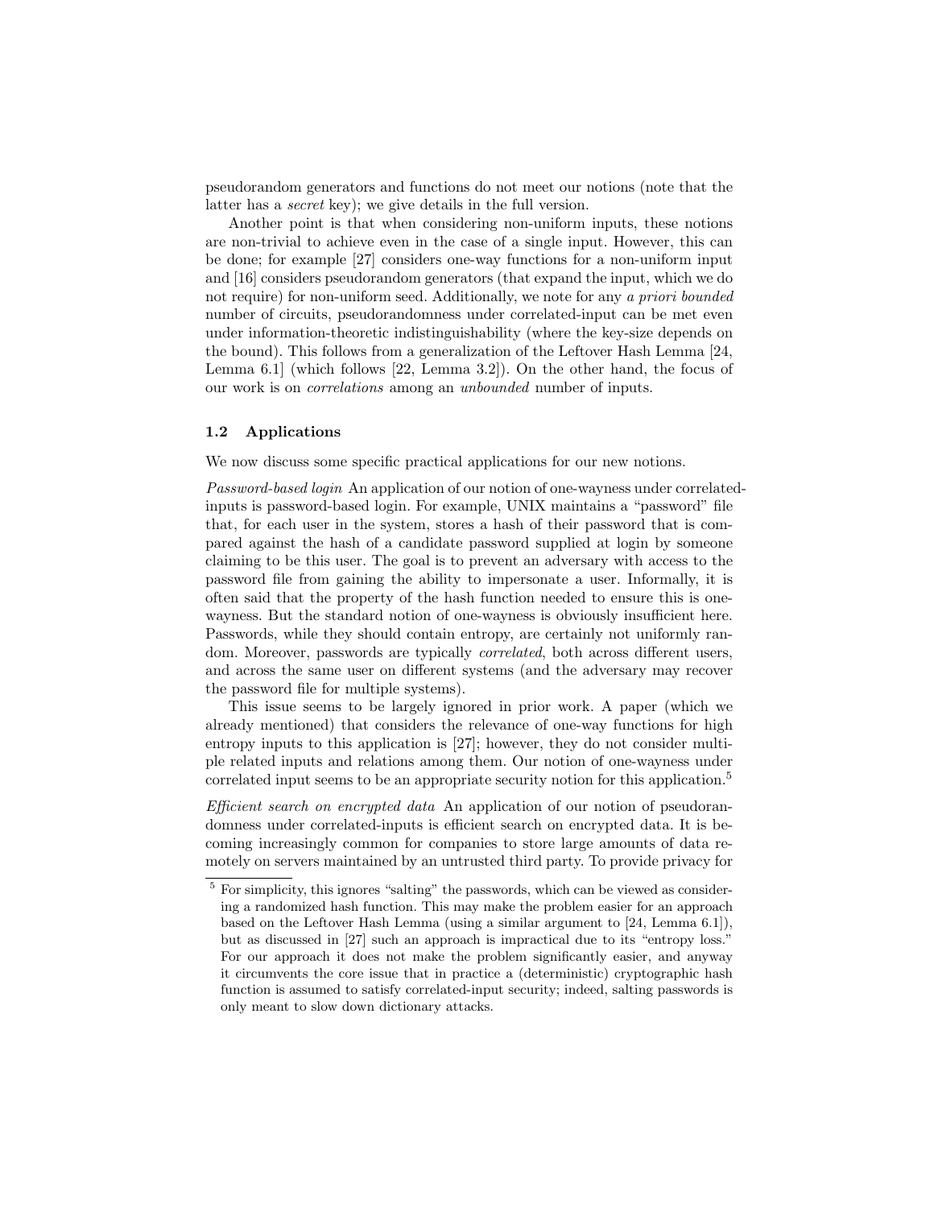pseudorandom generators and functions do not meet our notions (note that the latter has a *secret* key); we give details in the full version.

Another point is that when considering non-uniform inputs, these notions are non-trivial to achieve even in the case of a single input. However, this can be done; for example [27] considers one-way functions for a non-uniform input and [16] considers pseudorandom generators (that expand the input, which we do not require) for non-uniform seed. Additionally, we note for any *a priori bounded* number of circuits, pseudorandomness under correlated-input can be met even under information-theoretic indistinguishability (where the key-size depends on the bound). This follows from a generalization of the Leftover Hash Lemma [24, Lemma 6.1] (which follows [22, Lemma 3.2]). On the other hand, the focus of our work is on *correlations* among an *unbounded* number of inputs.

### 1.2 Applications

We now discuss some specific practical applications for our new notions.

*Password-based login* An application of our notion of one-wayness under correlated-inputs is password-based login. For example, UNIX maintains a "password" file that, for each user in the system, stores a hash of their password that is compared against the hash of a candidate password supplied at login by someone claiming to be this user. The goal is to prevent an adversary with access to the password file from gaining the ability to impersonate a user. Informally, it is often said that the property of the hash function needed to ensure this is one-wayness. But the standard notion of one-wayness is obviously insufficient here. Passwords, while they should contain entropy, are certainly not uniformly random. Moreover, passwords are typically *correlated*, both across different users, and across the same user on different systems (and the adversary may recover the password file for multiple systems).

This issue seems to be largely ignored in prior work. A paper (which we already mentioned) that considers the relevance of one-way functions for high entropy inputs to this application is [27]; however, they do not consider multiple related inputs and relations among them. Our notion of one-wayness under correlated input seems to be an appropriate security notion for this application.[5]

*Efficient search on encrypted data* An application of our notion of pseudorandomness under correlated-inputs is efficient search on encrypted data. It is becoming increasingly common for companies to store large amounts of data remotely on servers maintained by an untrusted third party. To provide privacy for

[5] For simplicity, this ignores "salting" the passwords, which can be viewed as considering a randomized hash function. This may make the problem easier for an approach based on the Leftover Hash Lemma (using a similar argument to [24, Lemma 6.1]), but as discussed in [27] such an approach is impractical due to its "entropy loss." For our approach it does not make the problem significantly easier, and anyway it circumvents the core issue that in practice a (deterministic) cryptographic hash function is assumed to satisfy correlated-input security; indeed, salting passwords is only meant to slow down dictionary attacks.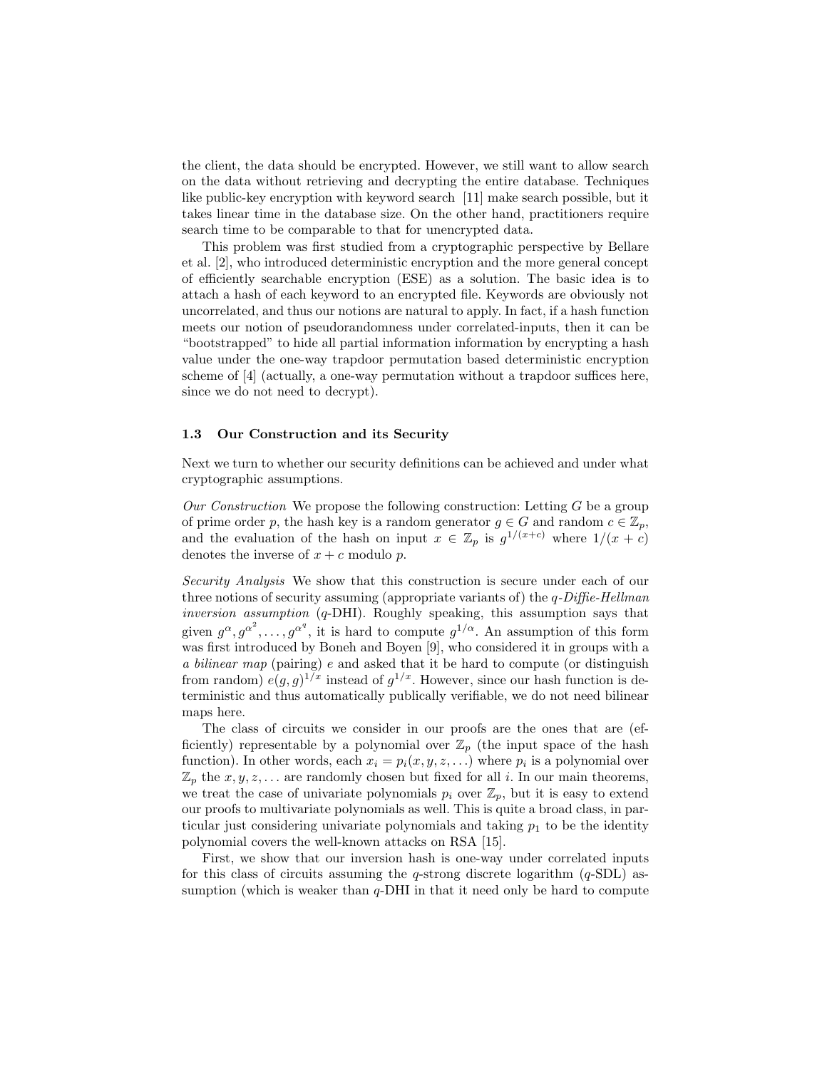the client, the data should be encrypted. However, we still want to allow search on the data without retrieving and decrypting the entire database. Techniques like public-key encryption with keyword search [11] make search possible, but it takes linear time in the database size. On the other hand, practitioners require search time to be comparable to that for unencrypted data.

This problem was first studied from a cryptographic perspective by Bellare et al. [2], who introduced deterministic encryption and the more general concept of efficiently searchable encryption (ESE) as a solution. The basic idea is to attach a hash of each keyword to an encrypted file. Keywords are obviously not uncorrelated, and thus our notions are natural to apply. In fact, if a hash function meets our notion of pseudorandomness under correlated-inputs, then it can be "bootstrapped" to hide all partial information information by encrypting a hash value under the one-way trapdoor permutation based deterministic encryption scheme of [4] (actually, a one-way permutation without a trapdoor suffices here, since we do not need to decrypt).

### 1.3 Our Construction and its Security

Next we turn to whether our security definitions can be achieved and under what cryptographic assumptions.

*Our Construction* We propose the following construction: Letting $G$ be a group of prime order $p$, the hash key is a random generator $g \in G$ and random $c \in \mathbb{Z}_p$, and the evaluation of the hash on input $x \in \mathbb{Z}_p$ is $g^{1/(x+c)}$ where $1/(x+c)$ denotes the inverse of $x + c$ modulo $p$.

*Security Analysis* We show that this construction is secure under each of our three notions of security assuming (appropriate variants of) the *q-Diffie-Hellman inversion assumption* ($q$-DHI). Roughly speaking, this assumption says that given $g^{\alpha}, g^{\alpha^2}, \ldots, g^{\alpha^q}$, it is hard to compute $g^{1/\alpha}$. An assumption of this form was first introduced by Boneh and Boyen [9], who considered it in groups with a *a bilinear map* (pairing) $e$ and asked that it be hard to compute (or distinguish from random) $e(g, g)^{1/x}$ instead of $g^{1/x}$. However, since our hash function is deterministic and thus automatically publically verifiable, we do not need bilinear maps here.

The class of circuits we consider in our proofs are the ones that are (efficiently) representable by a polynomial over $\mathbb{Z}_p$ (the input space of the hash function). In other words, each $x_i = p_i(x, y, z, \ldots)$ where $p_i$ is a polynomial over $\mathbb{Z}_p$ the $x, y, z, \ldots$ are randomly chosen but fixed for all $i$. In our main theorems, we treat the case of univariate polynomials $p_i$ over $\mathbb{Z}_p$, but it is easy to extend our proofs to multivariate polynomials as well. This is quite a broad class, in particular just considering univariate polynomials and taking $p_1$ to be the identity polynomial covers the well-known attacks on RSA [15].

First, we show that our inversion hash is one-way under correlated inputs for this class of circuits assuming the $q$-strong discrete logarithm ($q$-SDL) assumption (which is weaker than $q$-DHI in that it need only be hard to compute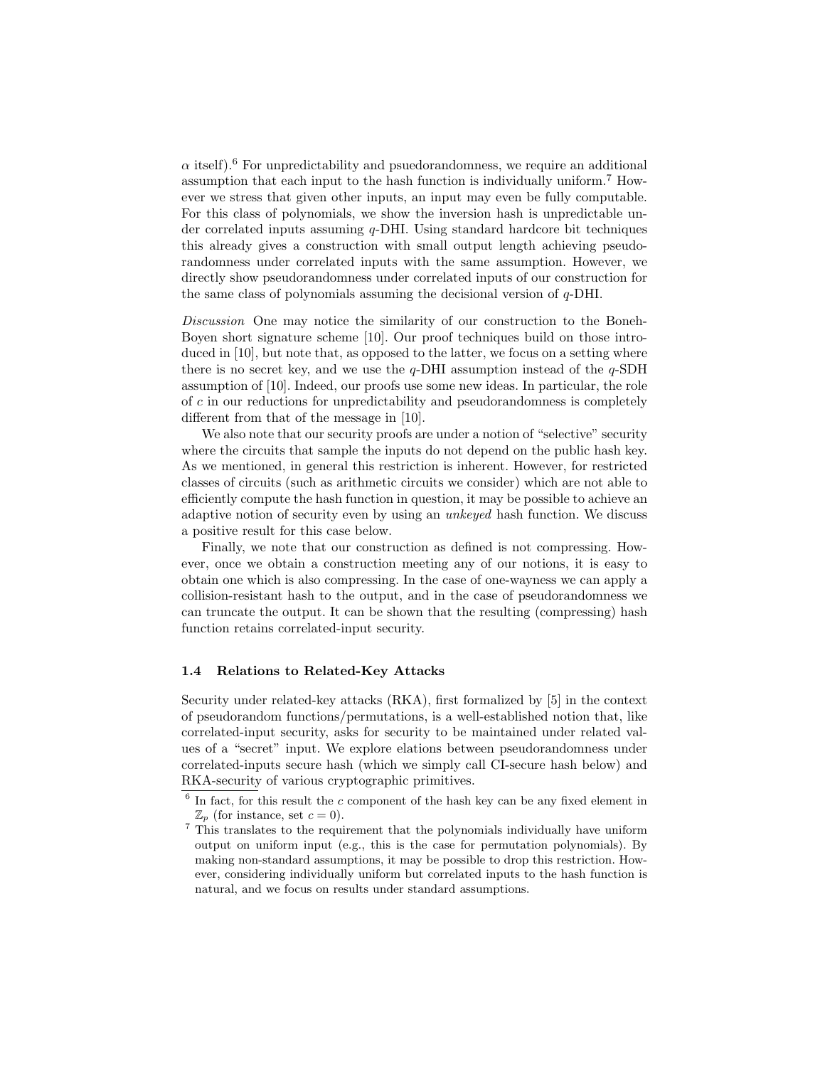$\alpha$ itself).[6] For unpredictability and psuedorandomness, we require an additional assumption that each input to the hash function is individually uniform.[7] However we stress that given other inputs, an input may even be fully computable. For this class of polynomials, we show the inversion hash is unpredictable under correlated inputs assuming $q$-DHI. Using standard hardcore bit techniques this already gives a construction with small output length achieving pseudorandomness under correlated inputs with the same assumption. However, we directly show pseudorandomness under correlated inputs of our construction for the same class of polynomials assuming the decisional version of $q$-DHI.

*Discussion* One may notice the similarity of our construction to the Boneh-Boyen short signature scheme [10]. Our proof techniques build on those introduced in [10], but note that, as opposed to the latter, we focus on a setting where there is no secret key, and we use the $q$-DHI assumption instead of the $q$-SDH assumption of [10]. Indeed, our proofs use some new ideas. In particular, the role of $c$ in our reductions for unpredictability and pseudorandomness is completely different from that of the message in [10].

We also note that our security proofs are under a notion of "selective" security where the circuits that sample the inputs do not depend on the public hash key. As we mentioned, in general this restriction is inherent. However, for restricted classes of circuits (such as arithmetic circuits we consider) which are not able to efficiently compute the hash function in question, it may be possible to achieve an adaptive notion of security even by using an *unkeyed* hash function. We discuss a positive result for this case below.

Finally, we note that our construction as defined is not compressing. However, once we obtain a construction meeting any of our notions, it is easy to obtain one which is also compressing. In the case of one-wayness we can apply a collision-resistant hash to the output, and in the case of pseudorandomness we can truncate the output. It can be shown that the resulting (compressing) hash function retains correlated-input security.

### 1.4 Relations to Related-Key Attacks

Security under related-key attacks (RKA), first formalized by [5] in the context of pseudorandom functions/permutations, is a well-established notion that, like correlated-input security, asks for security to be maintained under related values of a "secret" input. We explore elations between pseudorandomness under correlated-inputs secure hash (which we simply call CI-secure hash below) and RKA-security of various cryptographic primitives.

[6] In fact, for this result the $c$ component of the hash key can be any fixed element in $\mathbb{Z}_p$ (for instance, set $c = 0$).

[7] This translates to the requirement that the polynomials individually have uniform output on uniform input (e.g., this is the case for permutation polynomials). By making non-standard assumptions, it may be possible to drop this restriction. However, considering individually uniform but correlated inputs to the hash function is natural, and we focus on results under standard assumptions.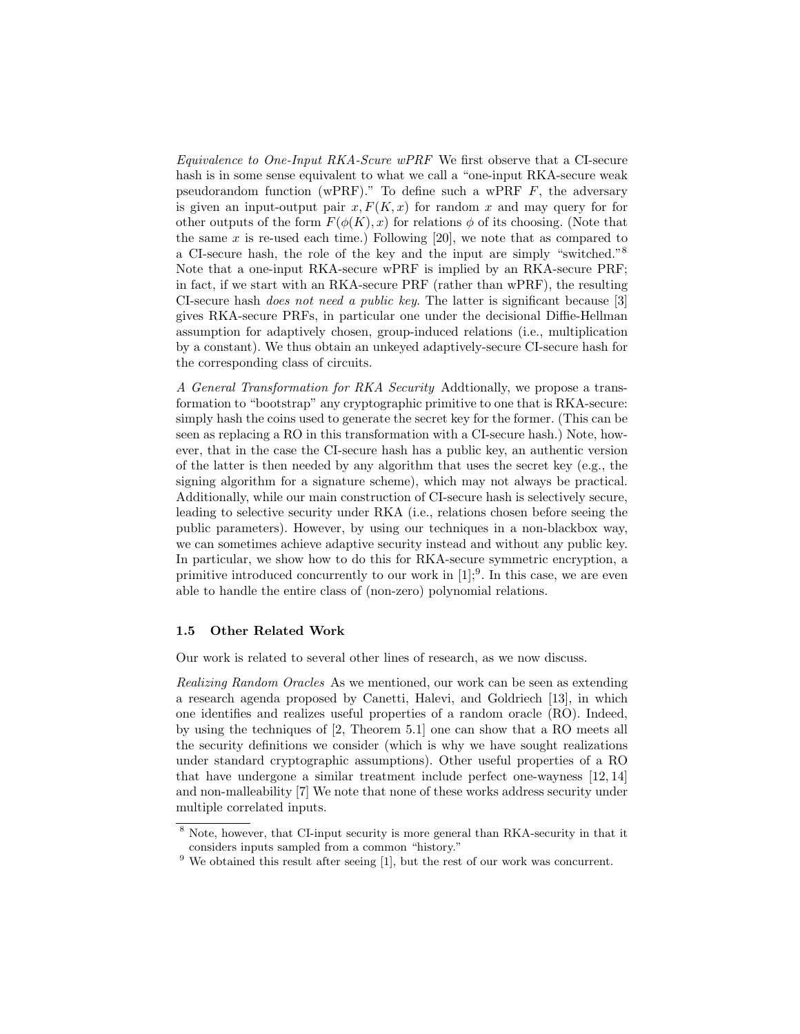*Equivalence to One-Input RKA-Scure wPRF* We first observe that a CI-secure hash is in some sense equivalent to what we call a "one-input RKA-secure weak pseudorandom function (wPRF)." To define such a wPRF $F$, the adversary is given an input-output pair $x, F(K, x)$ for random $x$ and may query for for other outputs of the form $F(\phi(K), x)$ for relations $\phi$ of its choosing. (Note that the same $x$ is re-used each time.) Following [20], we note that as compared to a CI-secure hash, the role of the key and the input are simply "switched."[8] Note that a one-input RKA-secure wPRF is implied by an RKA-secure PRF; in fact, if we start with an RKA-secure PRF (rather than wPRF), the resulting CI-secure hash *does not need a public key*. The latter is significant because [3] gives RKA-secure PRFs, in particular one under the decisional Diffie-Hellman assumption for adaptively chosen, group-induced relations (i.e., multiplication by a constant). We thus obtain an unkeyed adaptively-secure CI-secure hash for the corresponding class of circuits.

*A General Transformation for RKA Security* Addtionally, we propose a transformation to "bootstrap" any cryptographic primitive to one that is RKA-secure: simply hash the coins used to generate the secret key for the former. (This can be seen as replacing a RO in this transformation with a CI-secure hash.) Note, however, that in the case the CI-secure hash has a public key, an authentic version of the latter is then needed by any algorithm that uses the secret key (e.g., the signing algorithm for a signature scheme), which may not always be practical. Additionally, while our main construction of CI-secure hash is selectively secure, leading to selective security under RKA (i.e., relations chosen before seeing the public parameters). However, by using our techniques in a non-blackbox way, we can sometimes achieve adaptive security instead and without any public key. In particular, we show how to do this for RKA-secure symmetric encryption, a primitive introduced concurrently to our work in [1];[9]. In this case, we are even able to handle the entire class of (non-zero) polynomial relations.

### 1.5 Other Related Work

Our work is related to several other lines of research, as we now discuss.

*Realizing Random Oracles* As we mentioned, our work can be seen as extending a research agenda proposed by Canetti, Halevi, and Goldriech [13], in which one identifies and realizes useful properties of a random oracle (RO). Indeed, by using the techniques of [2, Theorem 5.1] one can show that a RO meets all the security definitions we consider (which is why we have sought realizations under standard cryptographic assumptions). Other useful properties of a RO that have undergone a similar treatment include perfect one-wayness [12, 14] and non-malleability [7] We note that none of these works address security under multiple correlated inputs.

[8] Note, however, that CI-input security is more general than RKA-security in that it considers inputs sampled from a common "history."

[9] We obtained this result after seeing [1], but the rest of our work was concurrent.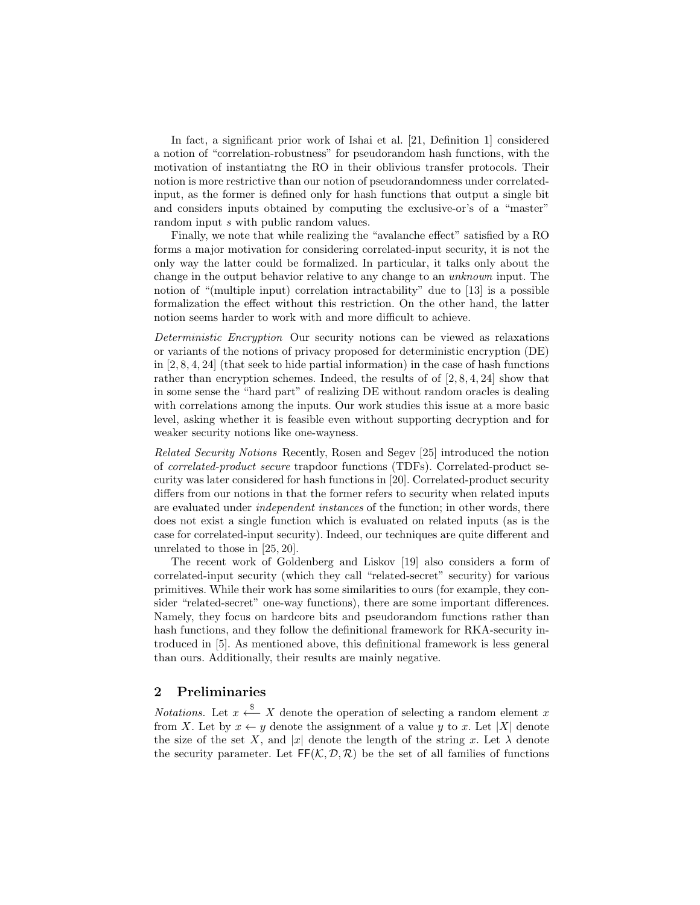In fact, a significant prior work of Ishai et al. [21, Definition 1] considered a notion of "correlation-robustness" for pseudorandom hash functions, with the motivation of instantiatng the RO in their oblivious transfer protocols. Their notion is more restrictive than our notion of pseudorandomness under correlated-input, as the former is defined only for hash functions that output a single bit and considers inputs obtained by computing the exclusive-or's of a "master" random input $s$ with public random values.

Finally, we note that while realizing the "avalanche effect" satisfied by a RO forms a major motivation for considering correlated-input security, it is not the only way the latter could be formalized. In particular, it talks only about the change in the output behavior relative to any change to an *unknown* input. The notion of "(multiple input) correlation intractability" due to [13] is a possible formalization the effect without this restriction. On the other hand, the latter notion seems harder to work with and more difficult to achieve.

*Deterministic Encryption* Our security notions can be viewed as relaxations or variants of the notions of privacy proposed for deterministic encryption (DE) in [2, 8, 4, 24] (that seek to hide partial information) in the case of hash functions rather than encryption schemes. Indeed, the results of of [2, 8, 4, 24] show that in some sense the "hard part" of realizing DE without random oracles is dealing with correlations among the inputs. Our work studies this issue at a more basic level, asking whether it is feasible even without supporting decryption and for weaker security notions like one-wayness.

*Related Security Notions* Recently, Rosen and Segev [25] introduced the notion of *correlated-product secure* trapdoor functions (TDFs). Correlated-product security was later considered for hash functions in [20]. Correlated-product security differs from our notions in that the former refers to security when related inputs are evaluated under *independent instances* of the function; in other words, there does not exist a single function which is evaluated on related inputs (as is the case for correlated-input security). Indeed, our techniques are quite different and unrelated to those in [25, 20].

The recent work of Goldenberg and Liskov [19] also considers a form of correlated-input security (which they call "related-secret" security) for various primitives. While their work has some similarities to ours (for example, they consider "related-secret" one-way functions), there are some important differences. Namely, they focus on hardcore bits and pseudorandom functions rather than hash functions, and they follow the definitional framework for RKA-security introduced in [5]. As mentioned above, this definitional framework is less general than ours. Additionally, their results are mainly negative.

## 2 Preliminaries

*Notations.* Let $x \xleftarrow{\$} X$ denote the operation of selecting a random element $x$ from $X$. Let by $x \leftarrow y$ denote the assignment of a value $y$ to $x$. Let $|X|$ denote the size of the set $X$, and $|x|$ denote the length of the string $x$. Let $\lambda$ denote the security parameter. Let $\mathsf{FF}(\mathcal{K}, \mathcal{D}, \mathcal{R})$ be the set of all families of functions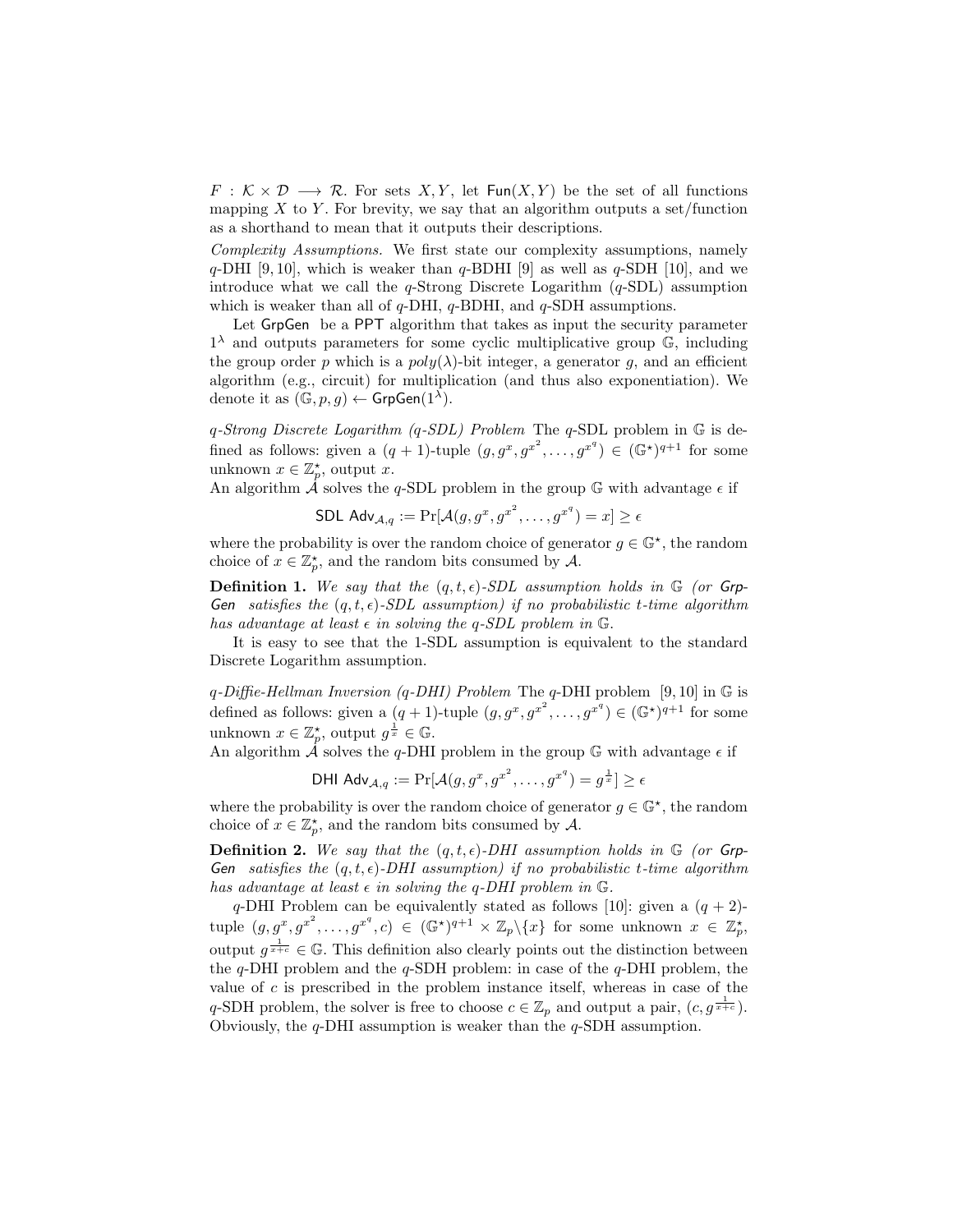$F : \mathcal{K} \times \mathcal{D} \longrightarrow \mathcal{R}$. For sets $X, Y$, let $\mathsf{Fun}(X, Y)$ be the set of all functions mapping $X$ to $Y$. For brevity, we say that an algorithm outputs a set/function as a shorthand to mean that it outputs their descriptions.

*Complexity Assumptions.* We first state our complexity assumptions, namely $q$-DHI [9, 10], which is weaker than $q$-BDHI [9] as well as $q$-SDH [10], and we introduce what we call the $q$-Strong Discrete Logarithm ($q$-SDL) assumption which is weaker than all of $q$-DHI, $q$-BDHI, and $q$-SDH assumptions.

Let $\mathsf{GrpGen}$ be a $\mathsf{PPT}$ algorithm that takes as input the security parameter $1^\lambda$ and outputs parameters for some cyclic multiplicative group $\mathbb{G}$, including the group order $p$ which is a $poly(\lambda)$-bit integer, a generator $g$, and an efficient algorithm (e.g., circuit) for multiplication (and thus also exponentiation). We denote it as $(\mathbb{G}, p, g) \leftarrow \mathsf{GrpGen}(1^\lambda)$.

*$q$-Strong Discrete Logarithm ($q$-SDL) Problem* The $q$-SDL problem in $\mathbb{G}$ is defined as follows: given a $(q+1)$-tuple $(g, g^x, g^{x^2}, \ldots, g^{x^q}) \in (\mathbb{G}^\star)^{q+1}$ for some unknown $x \in \mathbb{Z}_p^\star$, output $x$.

An algorithm $\mathcal{A}$ solves the $q$-SDL problem in the group $\mathbb{G}$ with advantage $\epsilon$ if

$$\mathsf{SDL\ Adv}_{\mathcal{A},q} := \Pr[\mathcal{A}(g, g^x, g^{x^2}, \ldots, g^{x^q}) = x] \geq \epsilon$$

where the probability is over the random choice of generator $g \in \mathbb{G}^\star$, the random choice of $x \in \mathbb{Z}_p^\star$, and the random bits consumed by $\mathcal{A}$.

**Definition 1.** *We say that the $(q, t, \epsilon)$-SDL assumption holds in $\mathbb{G}$ (or $\mathsf{GrpGen}$ satisfies the $(q, t, \epsilon)$-SDL assumption) if no probabilistic $t$-time algorithm has advantage at least $\epsilon$ in solving the $q$-SDL problem in $\mathbb{G}$.*

It is easy to see that the 1-SDL assumption is equivalent to the standard Discrete Logarithm assumption.

*$q$-Diffie-Hellman Inversion ($q$-DHI) Problem* The $q$-DHI problem [9, 10] in $\mathbb{G}$ is defined as follows: given a $(q+1)$-tuple $(g, g^x, g^{x^2}, \ldots, g^{x^q}) \in (\mathbb{G}^\star)^{q+1}$ for some unknown $x \in \mathbb{Z}_p^\star$, output $g^{\frac{1}{x}} \in \mathbb{G}$.

An algorithm $\mathcal{A}$ solves the $q$-DHI problem in the group $\mathbb{G}$ with advantage $\epsilon$ if

$$\mathsf{DHI\ Adv}_{\mathcal{A},q} := \Pr[\mathcal{A}(g, g^x, g^{x^2}, \ldots, g^{x^q}) = g^{\frac{1}{x}}] \geq \epsilon$$

where the probability is over the random choice of generator $g \in \mathbb{G}^\star$, the random choice of $x \in \mathbb{Z}_p^\star$, and the random bits consumed by $\mathcal{A}$.

**Definition 2.** *We say that the $(q, t, \epsilon)$-DHI assumption holds in $\mathbb{G}$ (or $\mathsf{GrpGen}$ satisfies the $(q, t, \epsilon)$-DHI assumption) if no probabilistic $t$-time algorithm has advantage at least $\epsilon$ in solving the $q$-DHI problem in $\mathbb{G}$.*

$q$-DHI Problem can be equivalently stated as follows [10]: given a $(q+2)$-tuple $(g, g^x, g^{x^2}, \ldots, g^{x^q}, c) \in (\mathbb{G}^\star)^{q+1} \times \mathbb{Z}_p \backslash \{x\}$ for some unknown $x \in \mathbb{Z}_p^\star$, output $g^{\frac{1}{x+c}} \in \mathbb{G}$. This definition also clearly points out the distinction between the $q$-DHI problem and the $q$-SDH problem: in case of the $q$-DHI problem, the value of $c$ is prescribed in the problem instance itself, whereas in case of the $q$-SDH problem, the solver is free to choose $c \in \mathbb{Z}_p$ and output a pair, $(c, g^{\frac{1}{x+c}})$. Obviously, the $q$-DHI assumption is weaker than the $q$-SDH assumption.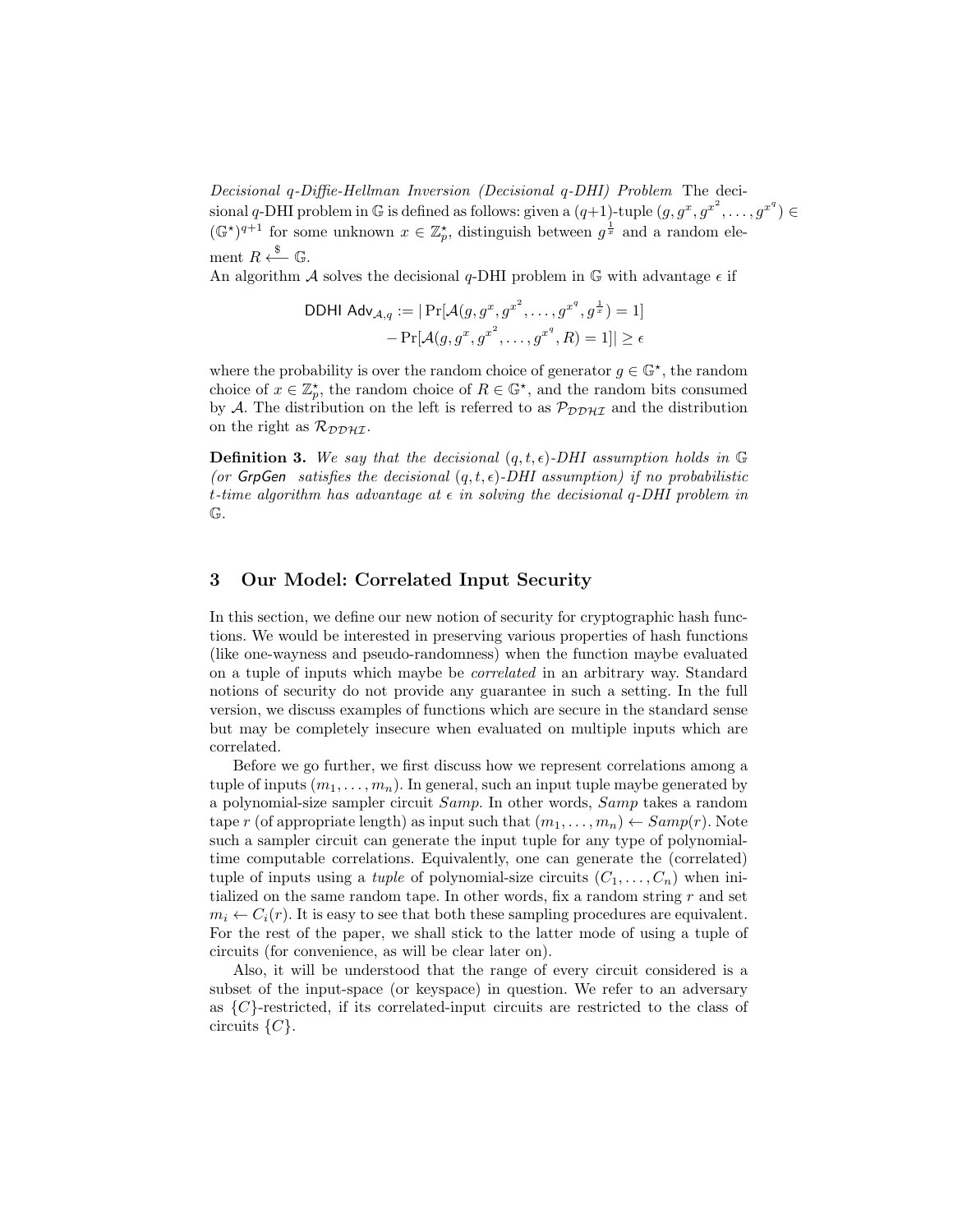*Decisional q-Diffie-Hellman Inversion (Decisional q-DHI) Problem* The decisional $q$-DHI problem in $\mathbb{G}$ is defined as follows: given a $(q+1)$-tuple $(g, g^x, g^{x^2}, \ldots, g^{x^q}) \in (\mathbb{G}^\star)^{q+1}$ for some unknown $x \in \mathbb{Z}_p^\star$, distinguish between $g^{\frac{1}{x}}$ and a random element $R \xleftarrow{\$} \mathbb{G}$.

An algorithm $\mathcal{A}$ solves the decisional $q$-DHI problem in $\mathbb{G}$ with advantage $\epsilon$ if

$$\begin{aligned}\mathsf{DDHI\ Adv}_{\mathcal{A},q} := |\Pr[\mathcal{A}(g, g^x, g^{x^2}, \ldots, g^{x^q}, g^{\frac{1}{x}}) = 1] \\ - \Pr[\mathcal{A}(g, g^x, g^{x^2}, \ldots, g^{x^q}, R) = 1]| \geq \epsilon\end{aligned}$$

where the probability is over the random choice of generator $g \in \mathbb{G}^\star$, the random choice of $x \in \mathbb{Z}_p^\star$, the random choice of $R \in \mathbb{G}^\star$, and the random bits consumed by $\mathcal{A}$. The distribution on the left is referred to as $\mathcal{P_{DDHI}}$ and the distribution on the right as $\mathcal{R_{DDHI}}$.

**Definition 3.** *We say that the decisional $(q, t, \epsilon)$-DHI assumption holds in $\mathbb{G}$ (or* $\mathsf{GrpGen}$ *satisfies the decisional $(q, t, \epsilon)$-DHI assumption) if no probabilistic $t$-time algorithm has advantage at $\epsilon$ in solving the decisional $q$-DHI problem in $\mathbb{G}$.*

## 3 Our Model: Correlated Input Security

In this section, we define our new notion of security for cryptographic hash functions. We would be interested in preserving various properties of hash functions (like one-wayness and pseudo-randomness) when the function maybe evaluated on a tuple of inputs which maybe be *correlated* in an arbitrary way. Standard notions of security do not provide any guarantee in such a setting. In the full version, we discuss examples of functions which are secure in the standard sense but may be completely insecure when evaluated on multiple inputs which are correlated.

Before we go further, we first discuss how we represent correlations among a tuple of inputs $(m_1, \ldots, m_n)$. In general, such an input tuple maybe generated by a polynomial-size sampler circuit *Samp*. In other words, *Samp* takes a random tape $r$ (of appropriate length) as input such that $(m_1, \ldots, m_n) \leftarrow Samp(r)$. Note such a sampler circuit can generate the input tuple for any type of polynomial-time computable correlations. Equivalently, one can generate the (correlated) tuple of inputs using a *tuple* of polynomial-size circuits $(C_1, \ldots, C_n)$ when initialized on the same random tape. In other words, fix a random string $r$ and set $m_i \leftarrow C_i(r)$. It is easy to see that both these sampling procedures are equivalent. For the rest of the paper, we shall stick to the latter mode of using a tuple of circuits (for convenience, as will be clear later on).

Also, it will be understood that the range of every circuit considered is a subset of the input-space (or keyspace) in question. We refer to an adversary as $\{C\}$-restricted, if its correlated-input circuits are restricted to the class of circuits $\{C\}$.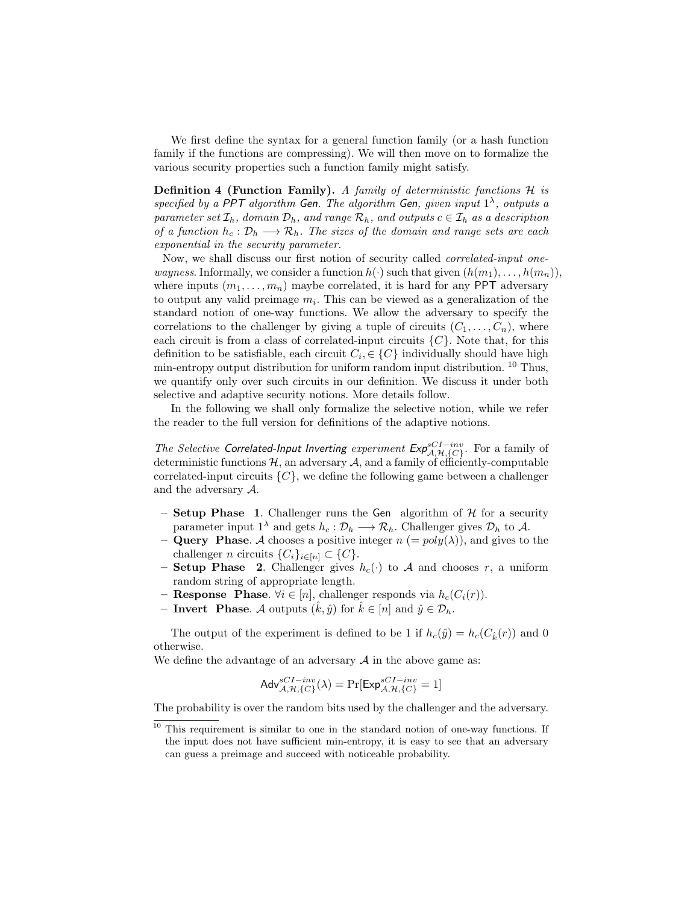We first define the syntax for a general function family (or a hash function family if the functions are compressing). We will then move on to formalize the various security properties such a function family might satisfy.

**Definition 4 (Function Family).** *A family of deterministic functions $\mathcal{H}$ is specified by a* PPT *algorithm* Gen*. The algorithm* Gen*, given input $1^\lambda$, outputs a parameter set $\mathcal{I}_h$, domain $\mathcal{D}_h$, and range $\mathcal{R}_h$, and outputs $c \in \mathcal{I}_h$ as a description of a function $h_c : \mathcal{D}_h \longrightarrow \mathcal{R}_h$. The sizes of the domain and range sets are each exponential in the security parameter.*

Now, we shall discuss our first notion of security called *correlated-input one-wayness.* Informally, we consider a function $h(\cdot)$ such that given $(h(m_1), \ldots, h(m_n))$, where inputs $(m_1, \ldots, m_n)$ maybe correlated, it is hard for any PPT adversary to output any valid preimage $m_i$. This can be viewed as a generalization of the standard notion of one-way functions. We allow the adversary to specify the correlations to the challenger by giving a tuple of circuits $(C_1, \ldots, C_n)$, where each circuit is from a class of correlated-input circuits $\{C\}$. Note that, for this definition to be satisfiable, each circuit $C_i, \in \{C\}$ individually should have high min-entropy output distribution for uniform random input distribution. [10] Thus, we quantify only over such circuits in our definition. We discuss it under both selective and adaptive security notions. More details follow.

In the following we shall only formalize the selective notion, while we refer the reader to the full version for definitions of the adaptive notions.

*The Selective* Correlated-Input Inverting *experiment* $\mathsf{Exp}^{sCI-inv}_{\mathcal{A},\mathcal{H},\{C\}}$. For a family of deterministic functions $\mathcal{H}$, an adversary $\mathcal{A}$, and a family of efficiently-computable correlated-input circuits $\{C\}$, we define the following game between a challenger and the adversary $\mathcal{A}$.

- **Setup Phase 1**. Challenger runs the Gen algorithm of $\mathcal{H}$ for a security parameter input $1^\lambda$ and gets $h_c : \mathcal{D}_h \longrightarrow \mathcal{R}_h$. Challenger gives $\mathcal{D}_h$ to $\mathcal{A}$.
- **Query Phase**. $\mathcal{A}$ chooses a positive integer $n$ $(= poly(\lambda))$, and gives to the challenger $n$ circuits $\{C_i\}_{i\in[n]} \subset \{C\}$.
- **Setup Phase 2**. Challenger gives $h_c(\cdot)$ to $\mathcal{A}$ and chooses $r$, a uniform random string of appropriate length.
- **Response Phase**. $\forall i \in [n]$, challenger responds via $h_c(C_i(r))$.
- **Invert Phase**. $\mathcal{A}$ outputs $(\hat{k}, \hat{y})$ for $\hat{k} \in [n]$ and $\hat{y} \in \mathcal{D}_h$.

The output of the experiment is defined to be 1 if $h_c(\hat{y}) = h_c(C_{\hat{k}}(r))$ and 0 otherwise.
We define the advantage of an adversary $\mathcal{A}$ in the above game as:

$$\mathsf{Adv}^{sCI-inv}_{\mathcal{A},\mathcal{H},\{C\}}(\lambda) = \Pr[\mathsf{Exp}^{sCI-inv}_{\mathcal{A},\mathcal{H},\{C\}} = 1]$$

The probability is over the random bits used by the challenger and the adversary.

[10] This requirement is similar to one in the standard notion of one-way functions. If the input does not have sufficient min-entropy, it is easy to see that an adversary can guess a preimage and succeed with noticeable probability.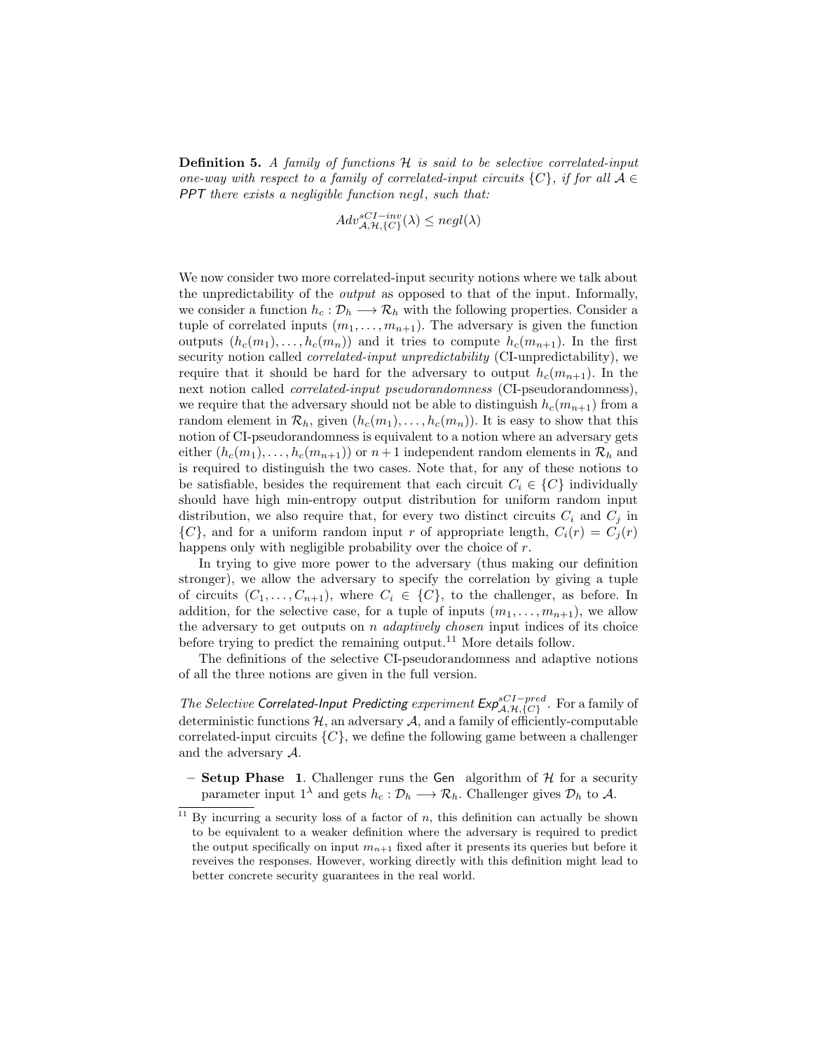**Definition 5.** *A family of functions $\mathcal{H}$ is said to be selective correlated-input one-way with respect to a family of correlated-input circuits $\{C\}$, if for all $\mathcal{A} \in$ PPT there exists a negligible function negl, such that:*

$$Adv^{sCI-inv}_{\mathcal{A},\mathcal{H},\{C\}}(\lambda) \leq negl(\lambda)$$

We now consider two more correlated-input security notions where we talk about the unpredictability of the *output* as opposed to that of the input. Informally, we consider a function $h_c : \mathcal{D}_h \longrightarrow \mathcal{R}_h$ with the following properties. Consider a tuple of correlated inputs $(m_1, \ldots, m_{n+1})$. The adversary is given the function outputs $(h_c(m_1), \ldots, h_c(m_n))$ and it tries to compute $h_c(m_{n+1})$. In the first security notion called *correlated-input unpredictability* (CI-unpredictability), we require that it should be hard for the adversary to output $h_c(m_{n+1})$. In the next notion called *correlated-input pseudorandomness* (CI-pseudorandomness), we require that the adversary should not be able to distinguish $h_c(m_{n+1})$ from a random element in $\mathcal{R}_h$, given $(h_c(m_1), \ldots, h_c(m_n))$. It is easy to show that this notion of CI-pseudorandomness is equivalent to a notion where an adversary gets either $(h_c(m_1), \ldots, h_c(m_{n+1}))$ or $n+1$ independent random elements in $\mathcal{R}_h$ and is required to distinguish the two cases. Note that, for any of these notions to be satisfiable, besides the requirement that each circuit $C_i \in \{C\}$ individually should have high min-entropy output distribution for uniform random input distribution, we also require that, for every two distinct circuits $C_i$ and $C_j$ in $\{C\}$, and for a uniform random input $r$ of appropriate length, $C_i(r) = C_j(r)$ happens only with negligible probability over the choice of $r$.

In trying to give more power to the adversary (thus making our definition stronger), we allow the adversary to specify the correlation by giving a tuple of circuits $(C_1, \ldots, C_{n+1})$, where $C_i \in \{C\}$, to the challenger, as before. In addition, for the selective case, for a tuple of inputs $(m_1, \ldots, m_{n+1})$, we allow the adversary to get outputs on $n$ *adaptively chosen* input indices of its choice before trying to predict the remaining output.[11] More details follow.

The definitions of the selective CI-pseudorandomness and adaptive notions of all the three notions are given in the full version.

*The Selective* Correlated-Input Predicting *experiment* $\mathsf{Exp}^{sCI-pred}_{\mathcal{A},\mathcal{H},\{C\}}$. For a family of deterministic functions $\mathcal{H}$, an adversary $\mathcal{A}$, and a family of efficiently-computable correlated-input circuits $\{C\}$, we define the following game between a challenger and the adversary $\mathcal{A}$.

- **Setup Phase 1**. Challenger runs the Gen algorithm of $\mathcal{H}$ for a security parameter input $1^\lambda$ and gets $h_c : \mathcal{D}_h \longrightarrow \mathcal{R}_h$. Challenger gives $\mathcal{D}_h$ to $\mathcal{A}$.

[11] By incurring a security loss of a factor of $n$, this definition can actually be shown to be equivalent to a weaker definition where the adversary is required to predict the output specifically on input $m_{n+1}$ fixed after it presents its queries but before it reveives the responses. However, working directly with this definition might lead to better concrete security guarantees in the real world.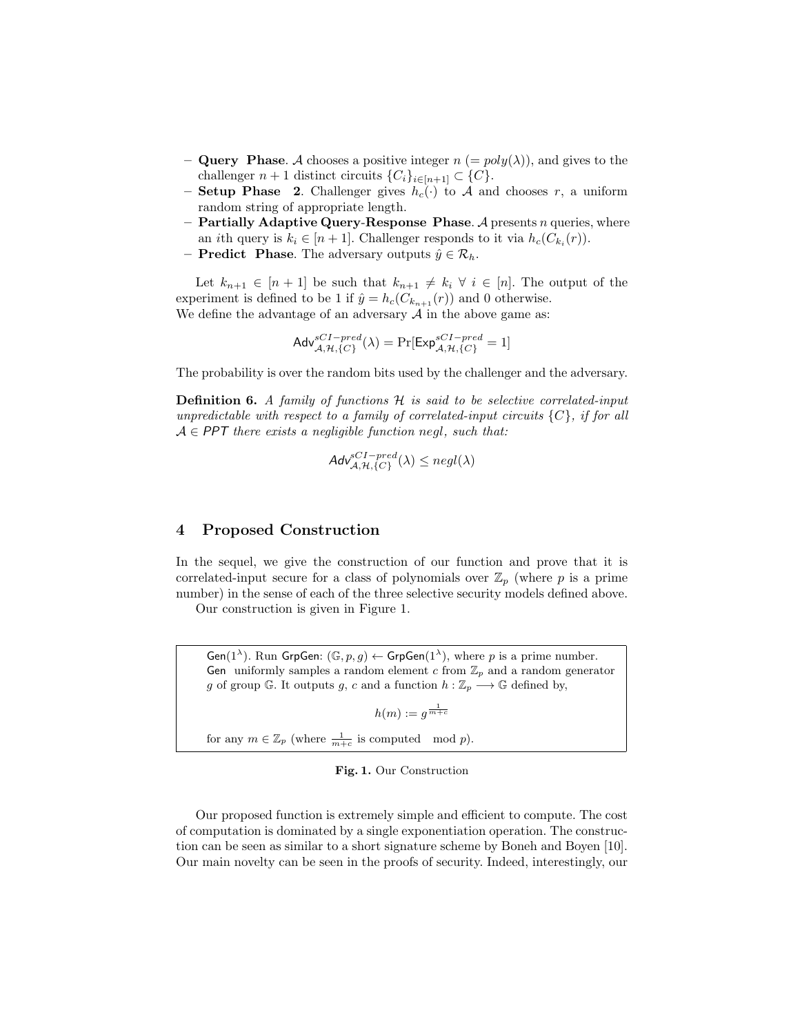- **Query Phase**. $\mathcal{A}$ chooses a positive integer $n$ ($= poly(\lambda)$), and gives to the challenger $n+1$ distinct circuits $\{C_i\}_{i \in [n+1]} \subset \{C\}$.
- **Setup Phase 2**. Challenger gives $h_c(\cdot)$ to $\mathcal{A}$ and chooses $r$, a uniform random string of appropriate length.
- **Partially Adaptive Query-Response Phase**. $\mathcal{A}$ presents $n$ queries, where an $i$th query is $k_i \in [n+1]$. Challenger responds to it via $h_c(C_{k_i}(r))$.
- **Predict Phase**. The adversary outputs $\hat{y} \in \mathcal{R}_h$.

Let $k_{n+1} \in [n+1]$ be such that $k_{n+1} \neq k_i \; \forall \; i \in [n]$. The output of the experiment is defined to be 1 if $\hat{y} = h_c(C_{k_{n+1}}(r))$ and 0 otherwise.
We define the advantage of an adversary $\mathcal{A}$ in the above game as:

$$\mathsf{Adv}^{sCI-pred}_{\mathcal{A},\mathcal{H},\{C\}}(\lambda) = \Pr[\mathsf{Exp}^{sCI-pred}_{\mathcal{A},\mathcal{H},\{C\}} = 1]$$

The probability is over the random bits used by the challenger and the adversary.

**Definition 6.** *A family of functions $\mathcal{H}$ is said to be selective correlated-input unpredictable with respect to a family of correlated-input circuits $\{C\}$, if for all $\mathcal{A} \in PPT$ there exists a negligible function negl, such that:*

$$\mathsf{Adv}^{sCI-pred}_{\mathcal{A},\mathcal{H},\{C\}}(\lambda) \leq negl(\lambda)$$

## 4 Proposed Construction

In the sequel, we give the construction of our function and prove that it is correlated-input secure for a class of polynomials over $\mathbb{Z}_p$ (where $p$ is a prime number) in the sense of each of the three selective security models defined above.

Our construction is given in Figure 1.

> $\mathsf{Gen}(1^\lambda)$. Run $\mathsf{GrpGen}$: $(\mathbb{G}, p, g) \leftarrow \mathsf{GrpGen}(1^\lambda)$, where $p$ is a prime number. $\mathsf{Gen}$ uniformly samples a random element $c$ from $\mathbb{Z}_p$ and a random generator $g$ of group $\mathbb{G}$. It outputs $g$, $c$ and a function $h : \mathbb{Z}_p \longrightarrow \mathbb{G}$ defined by,
>
> $$h(m) := g^{\frac{1}{m+c}}$$
>
> for any $m \in \mathbb{Z}_p$ (where $\frac{1}{m+c}$ is computed $\mod p$).

**Fig. 1.** Our Construction

Our proposed function is extremely simple and efficient to compute. The cost of computation is dominated by a single exponentiation operation. The construction can be seen as similar to a short signature scheme by Boneh and Boyen [10]. Our main novelty can be seen in the proofs of security. Indeed, interestingly, our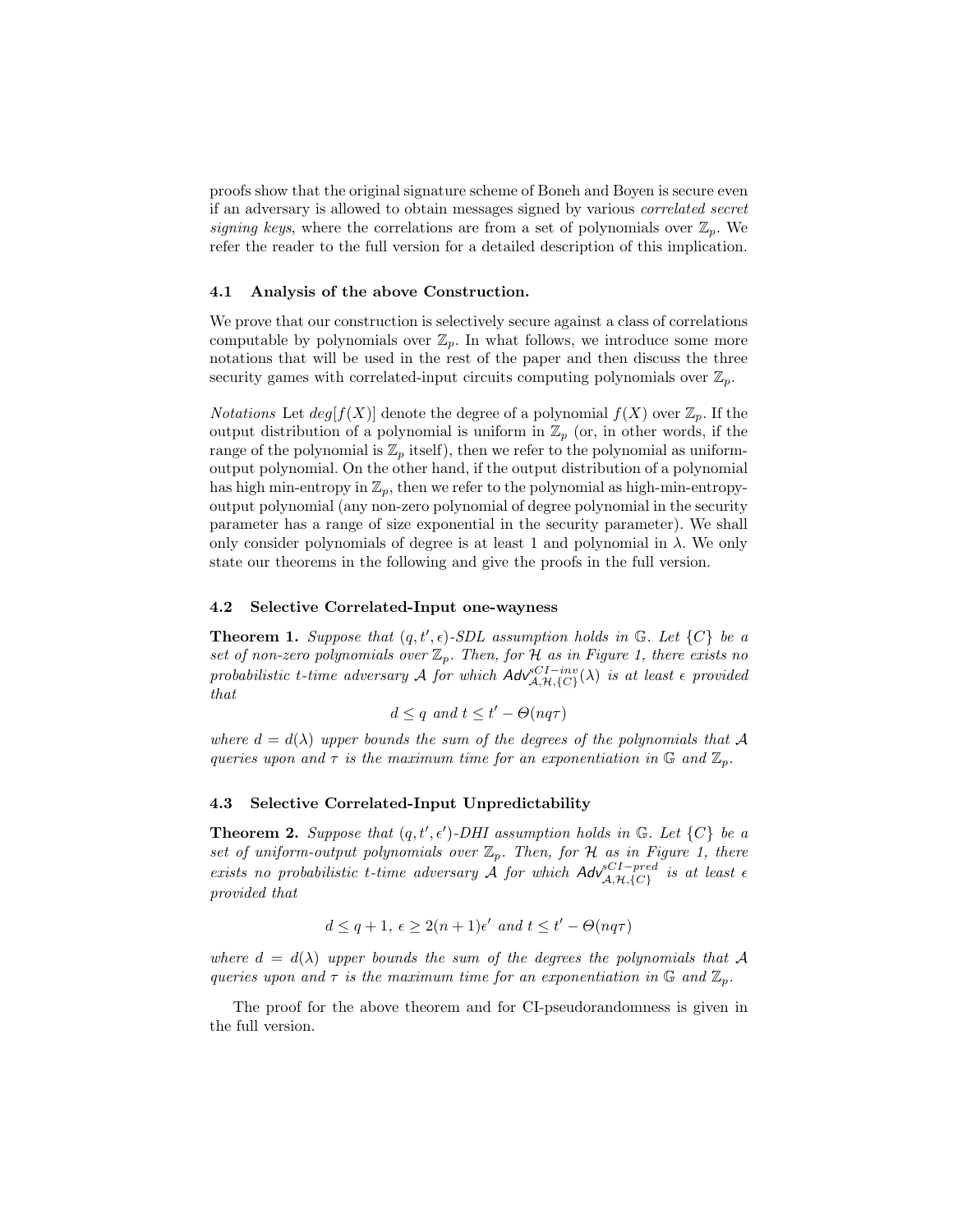proofs show that the original signature scheme of Boneh and Boyen is secure even if an adversary is allowed to obtain messages signed by various *correlated secret signing keys*, where the correlations are from a set of polynomials over $\mathbb{Z}_p$. We refer the reader to the full version for a detailed description of this implication.

### 4.1 Analysis of the above Construction.

We prove that our construction is selectively secure against a class of correlations computable by polynomials over $\mathbb{Z}_p$. In what follows, we introduce some more notations that will be used in the rest of the paper and then discuss the three security games with correlated-input circuits computing polynomials over $\mathbb{Z}_p$.

*Notations* Let $deg[f(X)]$ denote the degree of a polynomial $f(X)$ over $\mathbb{Z}_p$. If the output distribution of a polynomial is uniform in $\mathbb{Z}_p$ (or, in other words, if the range of the polynomial is $\mathbb{Z}_p$ itself), then we refer to the polynomial as uniform-output polynomial. On the other hand, if the output distribution of a polynomial has high min-entropy in $\mathbb{Z}_p$, then we refer to the polynomial as high-min-entropy-output polynomial (any non-zero polynomial of degree polynomial in the security parameter has a range of size exponential in the security parameter). We shall only consider polynomials of degree is at least 1 and polynomial in $\lambda$. We only state our theorems in the following and give the proofs in the full version.

### 4.2 Selective Correlated-Input one-wayness

**Theorem 1.** *Suppose that $(q, t', \epsilon)$-SDL assumption holds in $\mathbb{G}$. Let $\{C\}$ be a set of non-zero polynomials over $\mathbb{Z}_p$. Then, for $\mathcal{H}$ as in Figure 1, there exists no probabilistic $t$-time adversary $\mathcal{A}$ for which $\mathsf{Adv}^{sCI-inv}_{\mathcal{A},\mathcal{H},\{C\}}(\lambda)$ is at least $\epsilon$ provided that*

$$d \leq q \text{ and } t \leq t' - \Theta(nq\tau)$$

*where $d = d(\lambda)$ upper bounds the sum of the degrees of the polynomials that $\mathcal{A}$ queries upon and $\tau$ is the maximum time for an exponentiation in $\mathbb{G}$ and $\mathbb{Z}_p$.*

### 4.3 Selective Correlated-Input Unpredictability

**Theorem 2.** *Suppose that $(q, t', \epsilon')$-DHI assumption holds in $\mathbb{G}$. Let $\{C\}$ be a set of uniform-output polynomials over $\mathbb{Z}_p$. Then, for $\mathcal{H}$ as in Figure 1, there exists no probabilistic $t$-time adversary $\mathcal{A}$ for which $\mathsf{Adv}^{sCI-pred}_{\mathcal{A},\mathcal{H},\{C\}}$ is at least $\epsilon$ provided that*

$$d \leq q + 1,\ \epsilon \geq 2(n+1)\epsilon' \text{ and } t \leq t' - \Theta(nq\tau)$$

*where $d = d(\lambda)$ upper bounds the sum of the degrees the polynomials that $\mathcal{A}$ queries upon and $\tau$ is the maximum time for an exponentiation in $\mathbb{G}$ and $\mathbb{Z}_p$.*

The proof for the above theorem and for CI-pseudorandomness is given in the full version.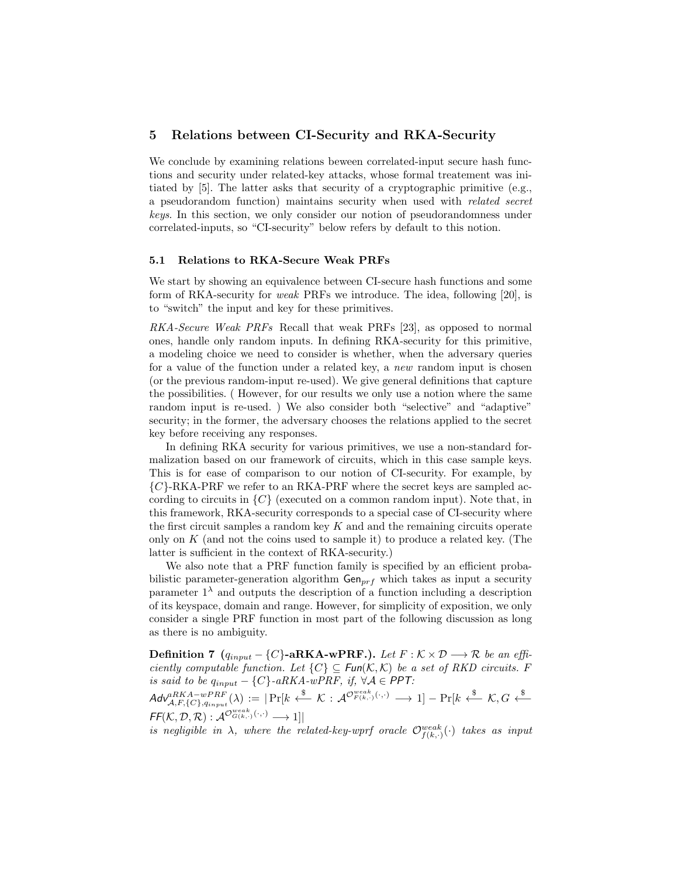## 5 Relations between CI-Security and RKA-Security

We conclude by examining relations beween correlated-input secure hash functions and security under related-key attacks, whose formal treatement was initiated by [5]. The latter asks that security of a cryptographic primitive (e.g., a pseudorandom function) maintains security when used with *related secret keys*. In this section, we only consider our notion of pseudorandomness under correlated-inputs, so "CI-security" below refers by default to this notion.

### 5.1 Relations to RKA-Secure Weak PRFs

We start by showing an equivalence between CI-secure hash functions and some form of RKA-security for *weak* PRFs we introduce. The idea, following [20], is to "switch" the input and key for these primitives.

*RKA-Secure Weak PRFs* Recall that weak PRFs [23], as opposed to normal ones, handle only random inputs. In defining RKA-security for this primitive, a modeling choice we need to consider is whether, when the adversary queries for a value of the function under a related key, a *new* random input is chosen (or the previous random-input re-used). We give general definitions that capture the possibilities. ( However, for our results we only use a notion where the same random input is re-used. ) We also consider both "selective" and "adaptive" security; in the former, the adversary chooses the relations applied to the secret key before receiving any responses.

In defining RKA security for various primitives, we use a non-standard formalization based on our framework of circuits, which in this case sample keys. This is for ease of comparison to our notion of CI-security. For example, by $\{C\}$-RKA-PRF we refer to an RKA-PRF where the secret keys are sampled according to circuits in $\{C\}$ (executed on a common random input). Note that, in this framework, RKA-security corresponds to a special case of CI-security where the first circuit samples a random key $K$ and the remaining circuits operate only on $K$ (and not the coins used to sample it) to produce a related key. (The latter is sufficient in the context of RKA-security.)

We also note that a PRF function family is specified by an efficient probabilistic parameter-generation algorithm $\mathsf{Gen}_{prf}$ which takes as input a security parameter $1^\lambda$ and outputs the description of a function including a description of its keyspace, domain and range. However, for simplicity of exposition, we only consider a single PRF function in most part of the following discussion as long as there is no ambiguity.

**Definition 7** **($q_{input} - \{C\}$-aRKA-wPRF.).** *Let $F : \mathcal{K} \times \mathcal{D} \longrightarrow \mathcal{R}$ be an efficiently computable function. Let $\{C\} \subseteq \mathsf{Fun}(\mathcal{K}, \mathcal{K})$ be a set of RKD circuits. $F$ is said to be $q_{input} - \{C\}$-aRKA-wPRF, if, $\forall \mathcal{A} \in \mathsf{PPT}$:*

$\mathsf{Adv}^{aRKA-wPRF}_{\mathcal{A},F,\{C\},q_{input}}(\lambda) := |\Pr[k \xleftarrow{\$} \mathcal{K} : \mathcal{A}^{\mathcal{O}^{weak}_{F(k,\cdot)}(\cdot,\cdot)} \longrightarrow 1] - \Pr[k \xleftarrow{\$} \mathcal{K}, G \xleftarrow{\$} \mathsf{FF}(\mathcal{K}, \mathcal{D}, \mathcal{R}) : \mathcal{A}^{\mathcal{O}^{weak}_{G(k,\cdot)}(\cdot,\cdot)} \longrightarrow 1]|$

*is negligible in $\lambda$, where the related-key-wprf oracle $\mathcal{O}^{weak}_{f(k,\cdot)}(\cdot)$ takes as input*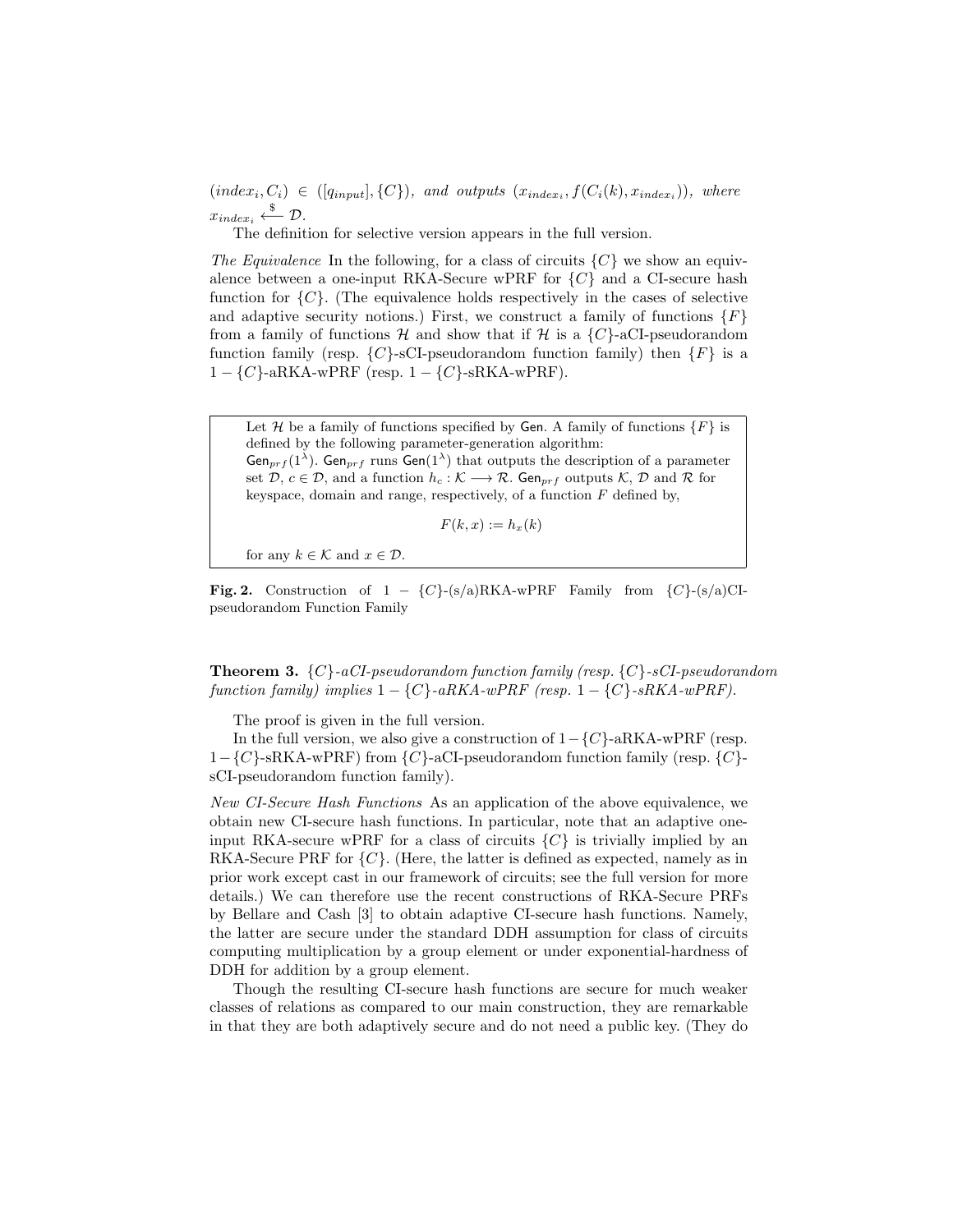$(index_i, C_i) \in ([q_{input}], \{C\})$, *and outputs* $(x_{index_i}, f(C_i(k), x_{index_i}))$, *where* $x_{index_i} \xleftarrow{\$} \mathcal{D}$.

The definition for selective version appears in the full version.

*The Equivalence* In the following, for a class of circuits $\{C\}$ we show an equivalence between a one-input RKA-Secure wPRF for $\{C\}$ and a CI-secure hash function for $\{C\}$. (The equivalence holds respectively in the cases of selective and adaptive security notions.) First, we construct a family of functions $\{F\}$ from a family of functions $\mathcal{H}$ and show that if $\mathcal{H}$ is a $\{C\}$-aCI-pseudorandom function family (resp. $\{C\}$-sCI-pseudorandom function family) then $\{F\}$ is a $1 - \{C\}$-aRKA-wPRF (resp. $1 - \{C\}$-sRKA-wPRF).

> Let $\mathcal{H}$ be a family of functions specified by $\mathsf{Gen}$. A family of functions $\{F\}$ is defined by the following parameter-generation algorithm:
> $\mathsf{Gen}_{prf}(1^\lambda)$. $\mathsf{Gen}_{prf}$ runs $\mathsf{Gen}(1^\lambda)$ that outputs the description of a parameter set $\mathcal{D}$, $c \in \mathcal{D}$, and a function $h_c : \mathcal{K} \longrightarrow \mathcal{R}$. $\mathsf{Gen}_{prf}$ outputs $\mathcal{K}$, $\mathcal{D}$ and $\mathcal{R}$ for keyspace, domain and range, respectively, of a function $F$ defined by,
>
> $$F(k, x) := h_x(k)$$
>
> for any $k \in \mathcal{K}$ and $x \in \mathcal{D}$.

**Fig. 2.** Construction of $1 - \{C\}$-(s/a)RKA-wPRF Family from $\{C\}$-(s/a)CI-pseudorandom Function Family

**Theorem 3.** *$\{C\}$-aCI-pseudorandom function family (resp. $\{C\}$-sCI-pseudorandom function family) implies $1 - \{C\}$-aRKA-wPRF (resp. $1 - \{C\}$-sRKA-wPRF).*

The proof is given in the full version.

In the full version, we also give a construction of $1 - \{C\}$-aRKA-wPRF (resp. $1 - \{C\}$-sRKA-wPRF) from $\{C\}$-aCI-pseudorandom function family (resp. $\{C\}$-sCI-pseudorandom function family).

*New CI-Secure Hash Functions* As an application of the above equivalence, we obtain new CI-secure hash functions. In particular, note that an adaptive one-input RKA-secure wPRF for a class of circuits $\{C\}$ is trivially implied by an RKA-Secure PRF for $\{C\}$. (Here, the latter is defined as expected, namely as in prior work except cast in our framework of circuits; see the full version for more details.) We can therefore use the recent constructions of RKA-Secure PRFs by Bellare and Cash [3] to obtain adaptive CI-secure hash functions. Namely, the latter are secure under the standard DDH assumption for class of circuits computing multiplication by a group element or under exponential-hardness of DDH for addition by a group element.

Though the resulting CI-secure hash functions are secure for much weaker classes of relations as compared to our main construction, they are remarkable in that they are both adaptively secure and do not need a public key. (They do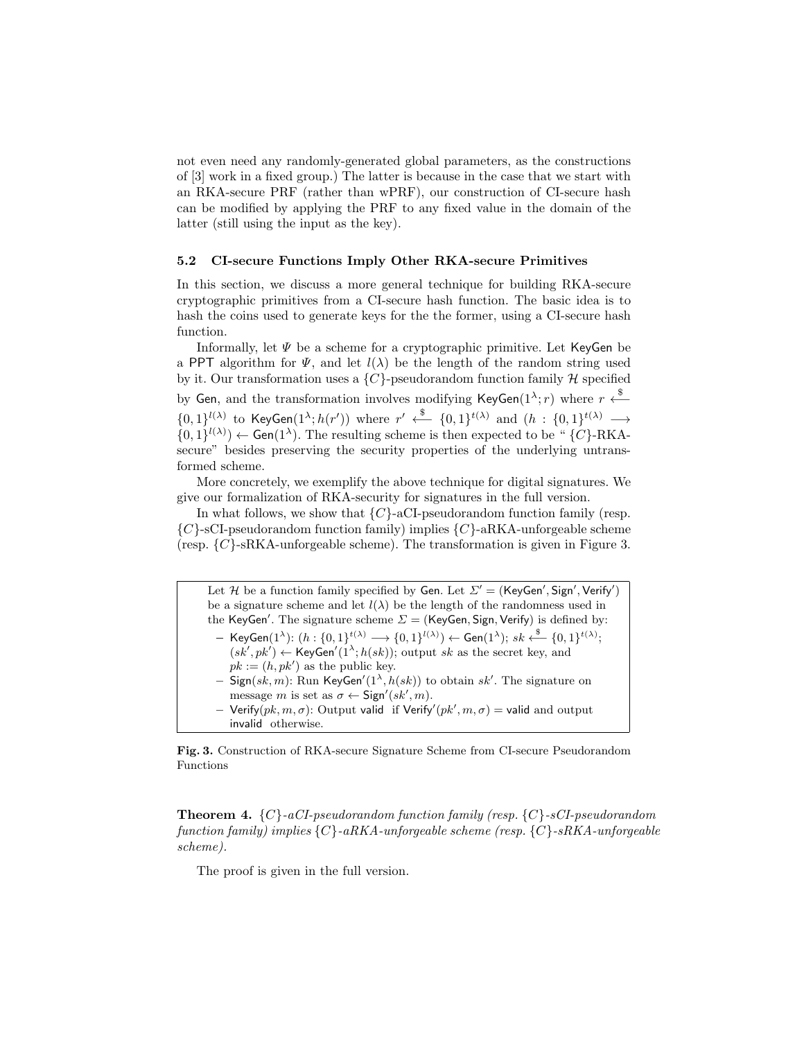not even need any randomly-generated global parameters, as the constructions of [3] work in a fixed group.) The latter is because in the case that we start with an RKA-secure PRF (rather than wPRF), our construction of CI-secure hash can be modified by applying the PRF to any fixed value in the domain of the latter (still using the input as the key).

### 5.2 CI-secure Functions Imply Other RKA-secure Primitives

In this section, we discuss a more general technique for building RKA-secure cryptographic primitives from a CI-secure hash function. The basic idea is to hash the coins used to generate keys for the the former, using a CI-secure hash function.

Informally, let $\Psi$ be a scheme for a cryptographic primitive. Let $\mathsf{KeyGen}$ be a PPT algorithm for $\Psi$, and let $l(\lambda)$ be the length of the random string used by it. Our transformation uses a $\{C\}$-pseudorandom function family $\mathcal{H}$ specified by $\mathsf{Gen}$, and the transformation involves modifying $\mathsf{KeyGen}(1^\lambda; r)$ where $r \xleftarrow{\$} \{0,1\}^{l(\lambda)}$ to $\mathsf{KeyGen}(1^\lambda; h(r'))$ where $r' \xleftarrow{\$} \{0,1\}^{t(\lambda)}$ and $(h : \{0,1\}^{t(\lambda)} \longrightarrow \{0,1\}^{l(\lambda)}) \leftarrow \mathsf{Gen}(1^\lambda)$. The resulting scheme is then expected to be " $\{C\}$-RKA-secure" besides preserving the security properties of the underlying untransformed scheme.

More concretely, we exemplify the above technique for digital signatures. We give our formalization of RKA-security for signatures in the full version.

In what follows, we show that $\{C\}$-aCI-pseudorandom function family (resp. $\{C\}$-sCI-pseudorandom function family) implies $\{C\}$-aRKA-unforgeable scheme (resp. $\{C\}$-sRKA-unforgeable scheme). The transformation is given in Figure 3.

> Let $\mathcal{H}$ be a function family specified by $\mathsf{Gen}$. Let $\Sigma' = (\mathsf{KeyGen}', \mathsf{Sign}', \mathsf{Verify}')$ be a signature scheme and let $l(\lambda)$ be the length of the randomness used in the $\mathsf{KeyGen}'$. The signature scheme $\Sigma = (\mathsf{KeyGen}, \mathsf{Sign}, \mathsf{Verify})$ is defined by:
>
> – $\mathsf{KeyGen}(1^\lambda)$: $(h : \{0,1\}^{t(\lambda)} \longrightarrow \{0,1\}^{l(\lambda)}) \leftarrow \mathsf{Gen}(1^\lambda)$; $sk \xleftarrow{\$} \{0,1\}^{t(\lambda)}$; $(sk', pk') \leftarrow \mathsf{KeyGen}'(1^\lambda; h(sk))$; output $sk$ as the secret key, and $pk := (h, pk')$ as the public key.
>
> – $\mathsf{Sign}(sk, m)$: Run $\mathsf{KeyGen}'(1^\lambda, h(sk))$ to obtain $sk'$. The signature on message $m$ is set as $\sigma \leftarrow \mathsf{Sign}'(sk', m)$.
>
> – $\mathsf{Verify}(pk, m, \sigma)$: Output valid if $\mathsf{Verify}'(pk', m, \sigma) =$ valid and output invalid otherwise.

**Fig. 3.** Construction of RKA-secure Signature Scheme from CI-secure Pseudorandom Functions

**Theorem 4.** *$\{C\}$-aCI-pseudorandom function family (resp. $\{C\}$-sCI-pseudorandom function family) implies $\{C\}$-aRKA-unforgeable scheme (resp. $\{C\}$-sRKA-unforgeable scheme).*

The proof is given in the full version.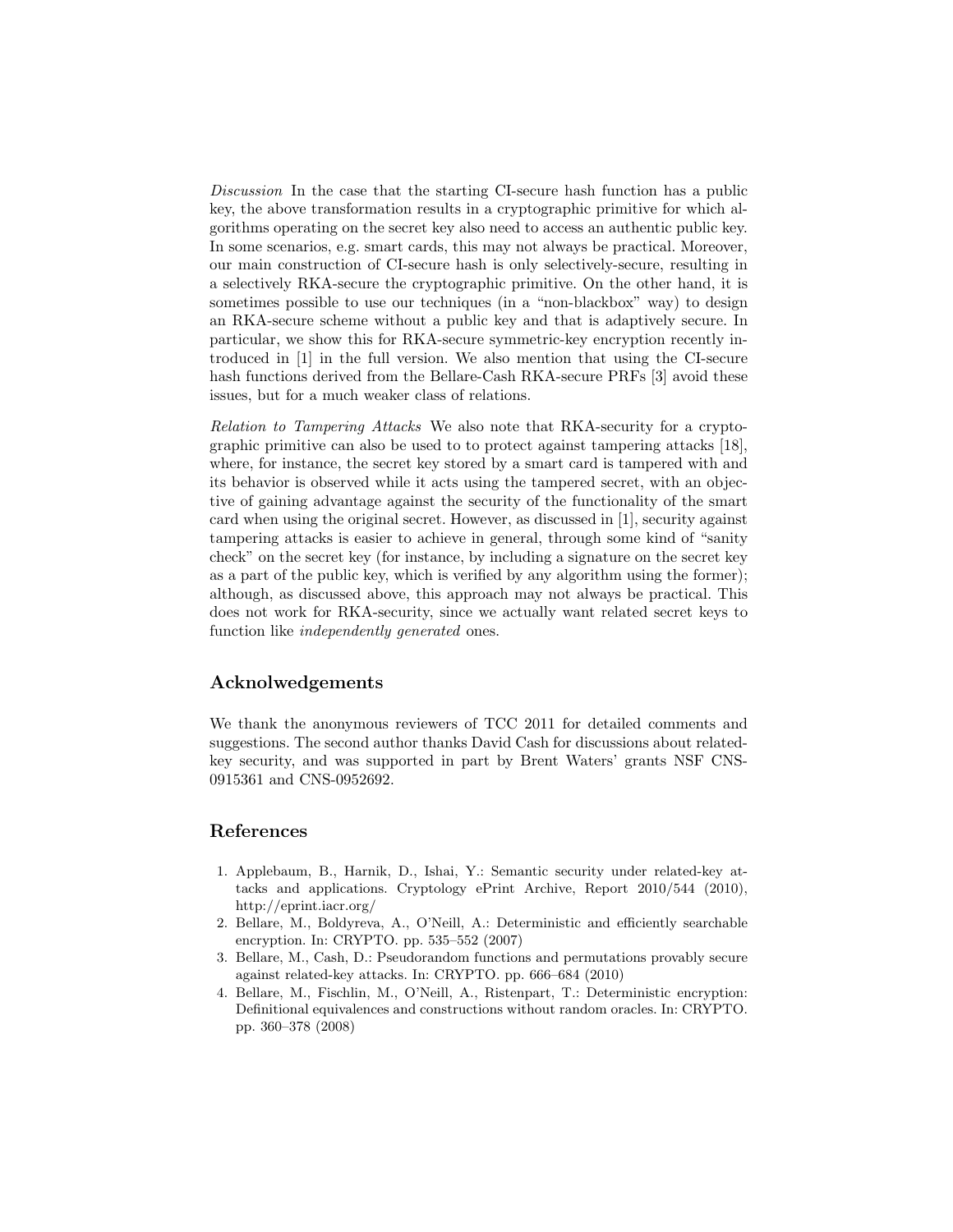*Discussion* In the case that the starting CI-secure hash function has a public key, the above transformation results in a cryptographic primitive for which algorithms operating on the secret key also need to access an authentic public key. In some scenarios, e.g. smart cards, this may not always be practical. Moreover, our main construction of CI-secure hash is only selectively-secure, resulting in a selectively RKA-secure the cryptographic primitive. On the other hand, it is sometimes possible to use our techniques (in a "non-blackbox" way) to design an RKA-secure scheme without a public key and that is adaptively secure. In particular, we show this for RKA-secure symmetric-key encryption recently introduced in [1] in the full version. We also mention that using the CI-secure hash functions derived from the Bellare-Cash RKA-secure PRFs [3] avoid these issues, but for a much weaker class of relations.

*Relation to Tampering Attacks* We also note that RKA-security for a cryptographic primitive can also be used to to protect against tampering attacks [18], where, for instance, the secret key stored by a smart card is tampered with and its behavior is observed while it acts using the tampered secret, with an objective of gaining advantage against the security of the functionality of the smart card when using the original secret. However, as discussed in [1], security against tampering attacks is easier to achieve in general, through some kind of "sanity check" on the secret key (for instance, by including a signature on the secret key as a part of the public key, which is verified by any algorithm using the former); although, as discussed above, this approach may not always be practical. This does not work for RKA-security, since we actually want related secret keys to function like *independently generated* ones.

## Acknolwedgements

We thank the anonymous reviewers of TCC 2011 for detailed comments and suggestions. The second author thanks David Cash for discussions about related-key security, and was supported in part by Brent Waters' grants NSF CNS-0915361 and CNS-0952692.

## References

1. Applebaum, B., Harnik, D., Ishai, Y.: Semantic security under related-key attacks and applications. Cryptology ePrint Archive, Report 2010/544 (2010), http://eprint.iacr.org/
2. Bellare, M., Boldyreva, A., O'Neill, A.: Deterministic and efficiently searchable encryption. In: CRYPTO. pp. 535–552 (2007)
3. Bellare, M., Cash, D.: Pseudorandom functions and permutations provably secure against related-key attacks. In: CRYPTO. pp. 666–684 (2010)
4. Bellare, M., Fischlin, M., O'Neill, A., Ristenpart, T.: Deterministic encryption: Definitional equivalences and constructions without random oracles. In: CRYPTO. pp. 360–378 (2008)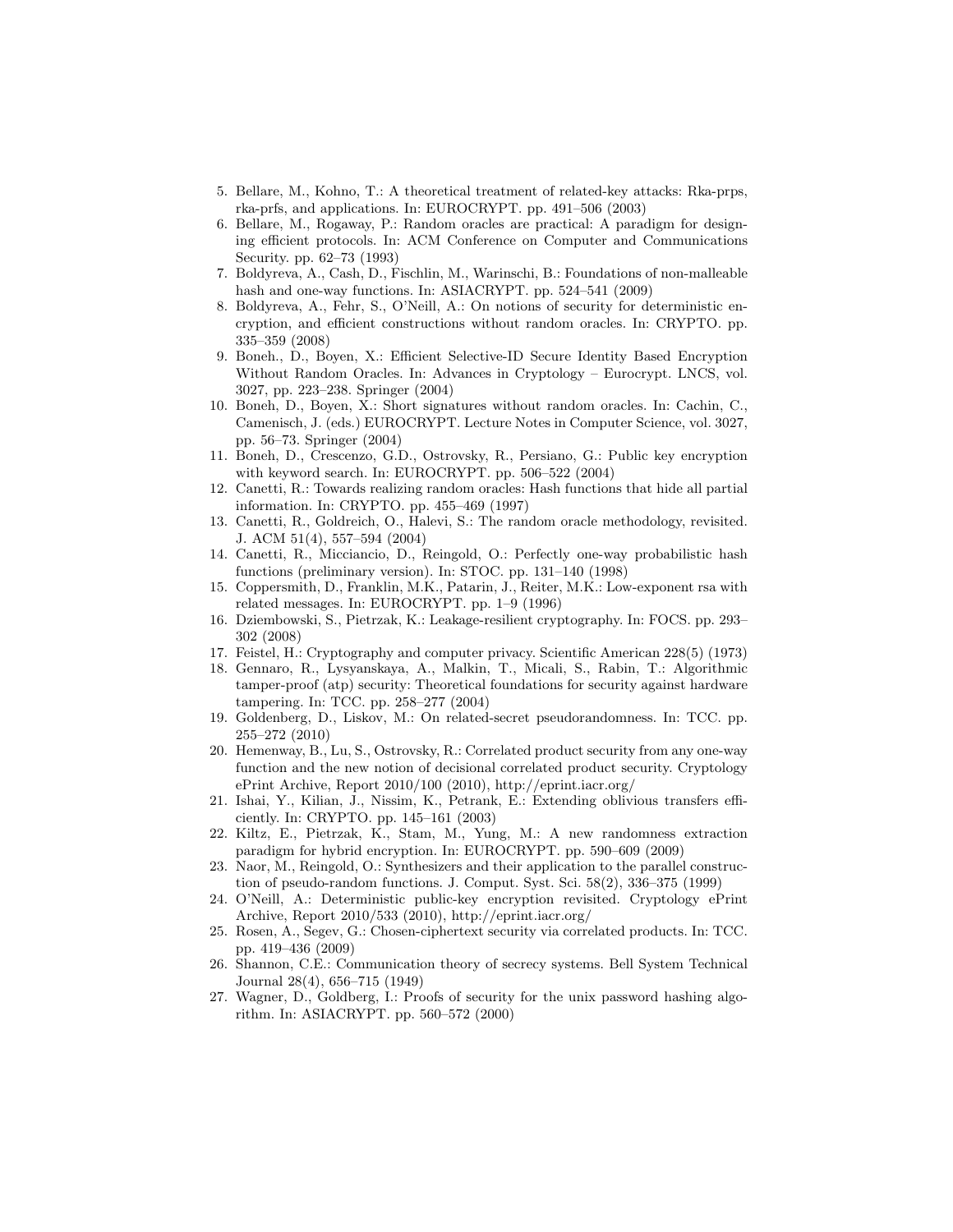5. Bellare, M., Kohno, T.: A theoretical treatment of related-key attacks: Rka-prps, rka-prfs, and applications. In: EUROCRYPT. pp. 491–506 (2003)
6. Bellare, M., Rogaway, P.: Random oracles are practical: A paradigm for designing efficient protocols. In: ACM Conference on Computer and Communications Security. pp. 62–73 (1993)
7. Boldyreva, A., Cash, D., Fischlin, M., Warinschi, B.: Foundations of non-malleable hash and one-way functions. In: ASIACRYPT. pp. 524–541 (2009)
8. Boldyreva, A., Fehr, S., O'Neill, A.: On notions of security for deterministic encryption, and efficient constructions without random oracles. In: CRYPTO. pp. 335–359 (2008)
9. Boneh., D., Boyen, X.: Efficient Selective-ID Secure Identity Based Encryption Without Random Oracles. In: Advances in Cryptology – Eurocrypt. LNCS, vol. 3027, pp. 223–238. Springer (2004)
10. Boneh, D., Boyen, X.: Short signatures without random oracles. In: Cachin, C., Camenisch, J. (eds.) EUROCRYPT. Lecture Notes in Computer Science, vol. 3027, pp. 56–73. Springer (2004)
11. Boneh, D., Crescenzo, G.D., Ostrovsky, R., Persiano, G.: Public key encryption with keyword search. In: EUROCRYPT. pp. 506–522 (2004)
12. Canetti, R.: Towards realizing random oracles: Hash functions that hide all partial information. In: CRYPTO. pp. 455–469 (1997)
13. Canetti, R., Goldreich, O., Halevi, S.: The random oracle methodology, revisited. J. ACM 51(4), 557–594 (2004)
14. Canetti, R., Micciancio, D., Reingold, O.: Perfectly one-way probabilistic hash functions (preliminary version). In: STOC. pp. 131–140 (1998)
15. Coppersmith, D., Franklin, M.K., Patarin, J., Reiter, M.K.: Low-exponent rsa with related messages. In: EUROCRYPT. pp. 1–9 (1996)
16. Dziembowski, S., Pietrzak, K.: Leakage-resilient cryptography. In: FOCS. pp. 293–302 (2008)
17. Feistel, H.: Cryptography and computer privacy. Scientific American 228(5) (1973)
18. Gennaro, R., Lysyanskaya, A., Malkin, T., Micali, S., Rabin, T.: Algorithmic tamper-proof (atp) security: Theoretical foundations for security against hardware tampering. In: TCC. pp. 258–277 (2004)
19. Goldenberg, D., Liskov, M.: On related-secret pseudorandomness. In: TCC. pp. 255–272 (2010)
20. Hemenway, B., Lu, S., Ostrovsky, R.: Correlated product security from any one-way function and the new notion of decisional correlated product security. Cryptology ePrint Archive, Report 2010/100 (2010), http://eprint.iacr.org/
21. Ishai, Y., Kilian, J., Nissim, K., Petrank, E.: Extending oblivious transfers efficiently. In: CRYPTO. pp. 145–161 (2003)
22. Kiltz, E., Pietrzak, K., Stam, M., Yung, M.: A new randomness extraction paradigm for hybrid encryption. In: EUROCRYPT. pp. 590–609 (2009)
23. Naor, M., Reingold, O.: Synthesizers and their application to the parallel construction of pseudo-random functions. J. Comput. Syst. Sci. 58(2), 336–375 (1999)
24. O'Neill, A.: Deterministic public-key encryption revisited. Cryptology ePrint Archive, Report 2010/533 (2010), http://eprint.iacr.org/
25. Rosen, A., Segev, G.: Chosen-ciphertext security via correlated products. In: TCC. pp. 419–436 (2009)
26. Shannon, C.E.: Communication theory of secrecy systems. Bell System Technical Journal 28(4), 656–715 (1949)
27. Wagner, D., Goldberg, I.: Proofs of security for the unix password hashing algorithm. In: ASIACRYPT. pp. 560–572 (2000)